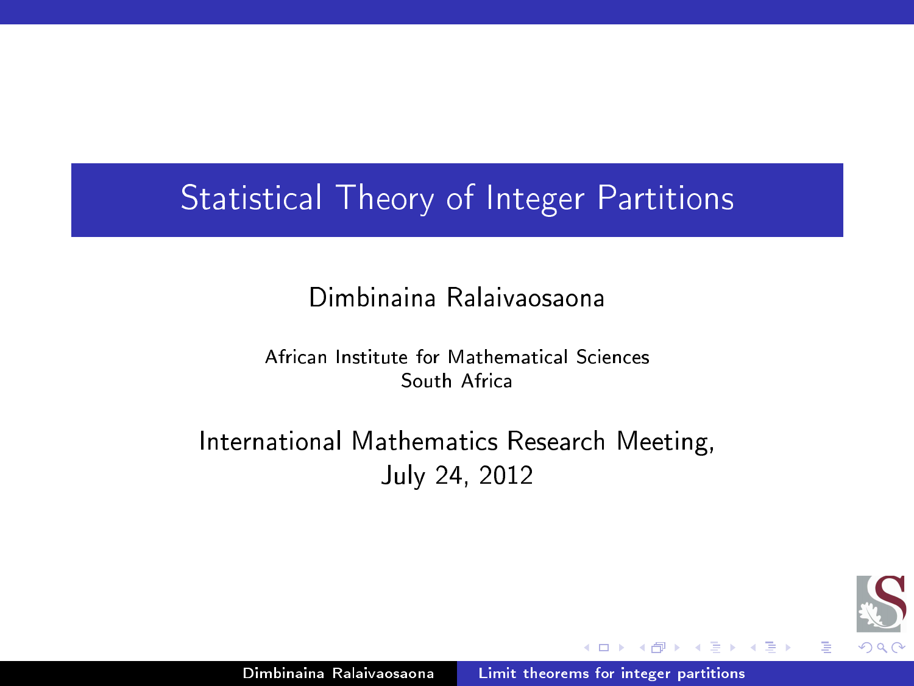# Statistical Theory of Integer Partitions

Dimbinaina Ralaivaosaona

African Institute for Mathematical Sciences
South Africa

International Mathematics Research Meeting,
July 24, 2012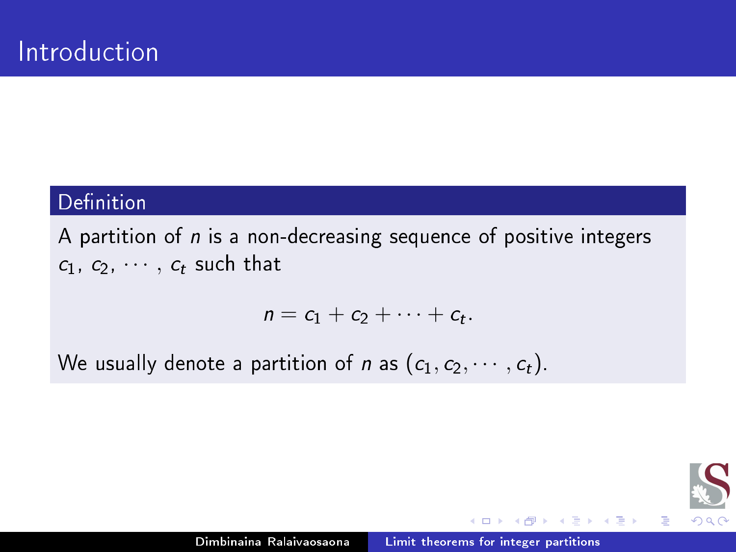# Introduction

**Definition**

A partition of $n$ is a non-decreasing sequence of positive integers $c_1, c_2, \cdots, c_t$ such that

$$n = c_1 + c_2 + \cdots + c_t.$$

We usually denote a partition of $n$ as $(c_1, c_2, \cdots, c_t)$.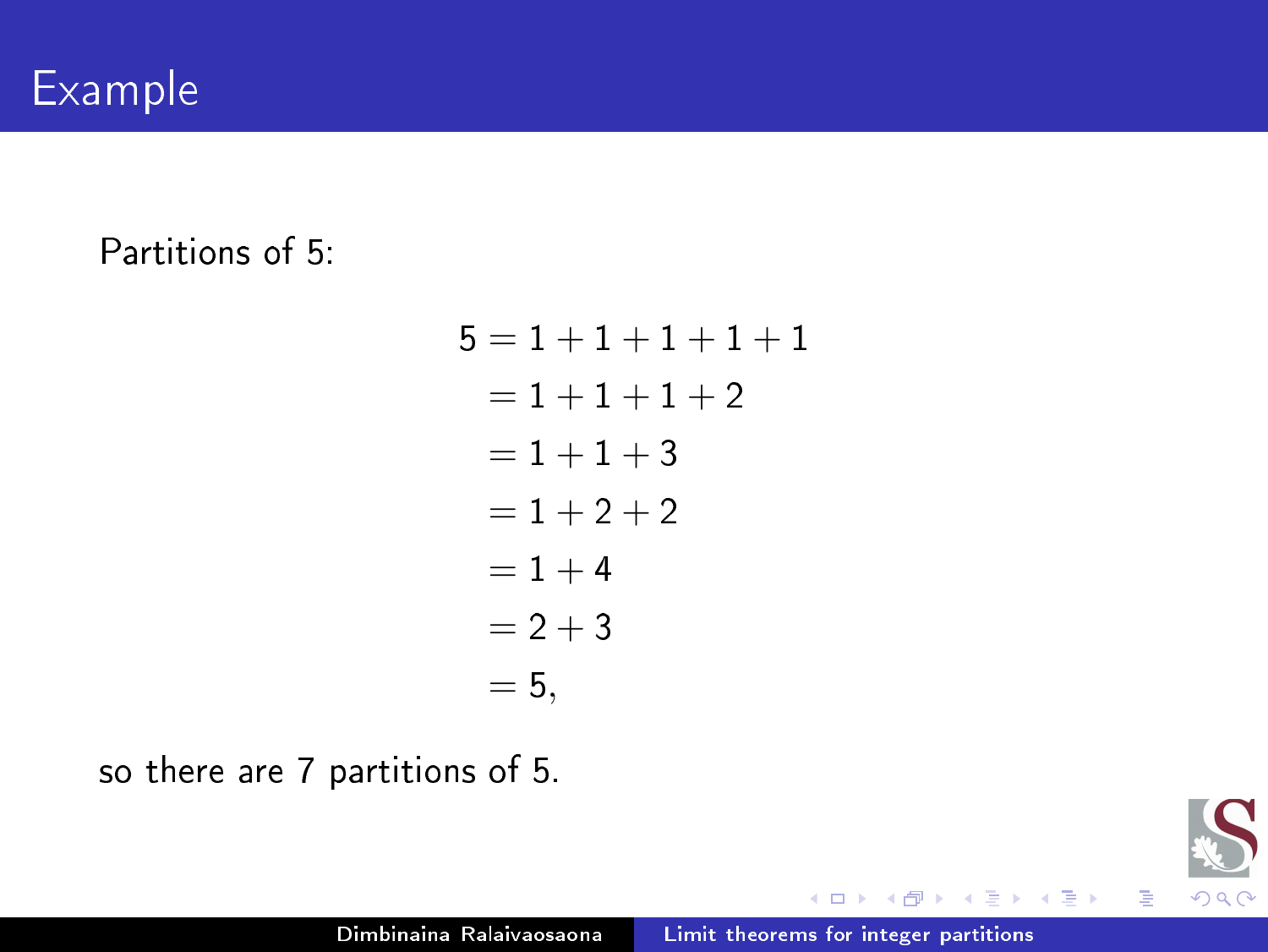# Example

Partitions of 5:

$$
\begin{aligned}
5 &= 1+1+1+1+1 \\
&= 1+1+1+2 \\
&= 1+1+3 \\
&= 1+2+2 \\
&= 1+4 \\
&= 2+3 \\
&= 5,
\end{aligned}
$$

so there are 7 partitions of 5.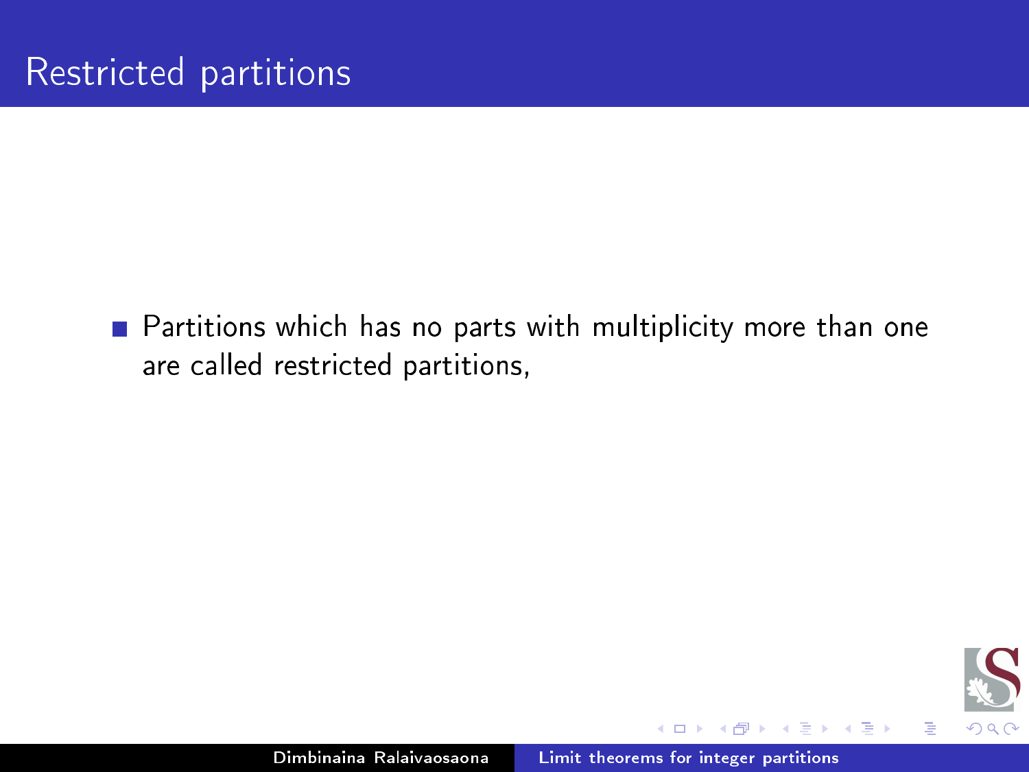# Restricted partitions

- Partitions which has no parts with multiplicity more than one are called restricted partitions,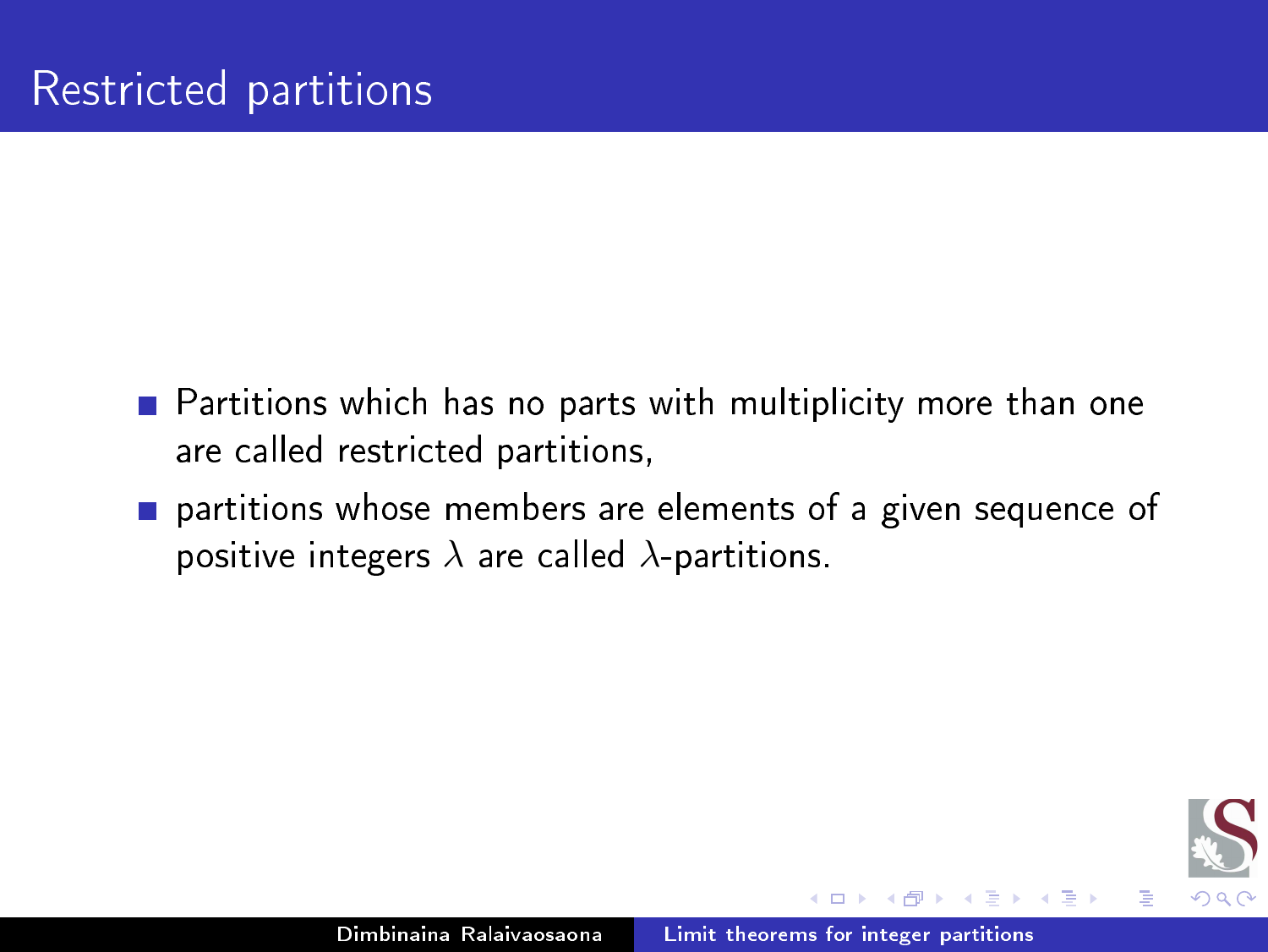# Restricted partitions

- Partitions which has no parts with multiplicity more than one are called restricted partitions,
- partitions whose members are elements of a given sequence of positive integers $\lambda$ are called $\lambda$-partitions.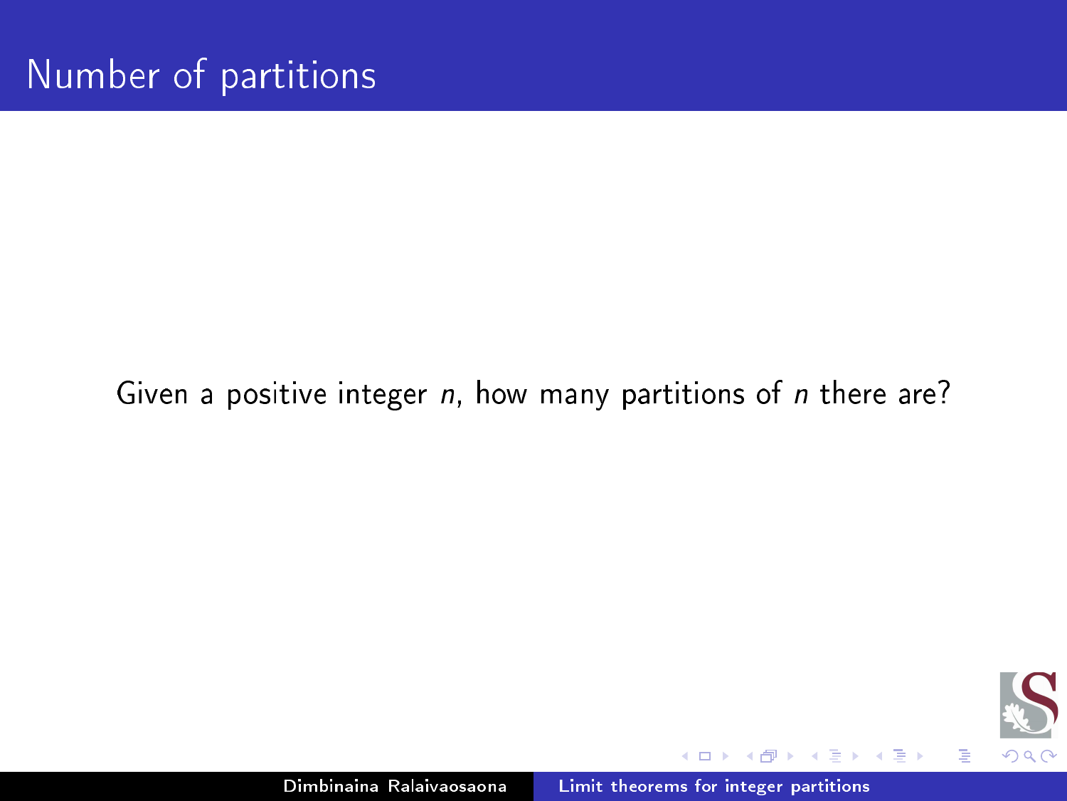# Number of partitions

Given a positive integer $n$, how many partitions of $n$ there are?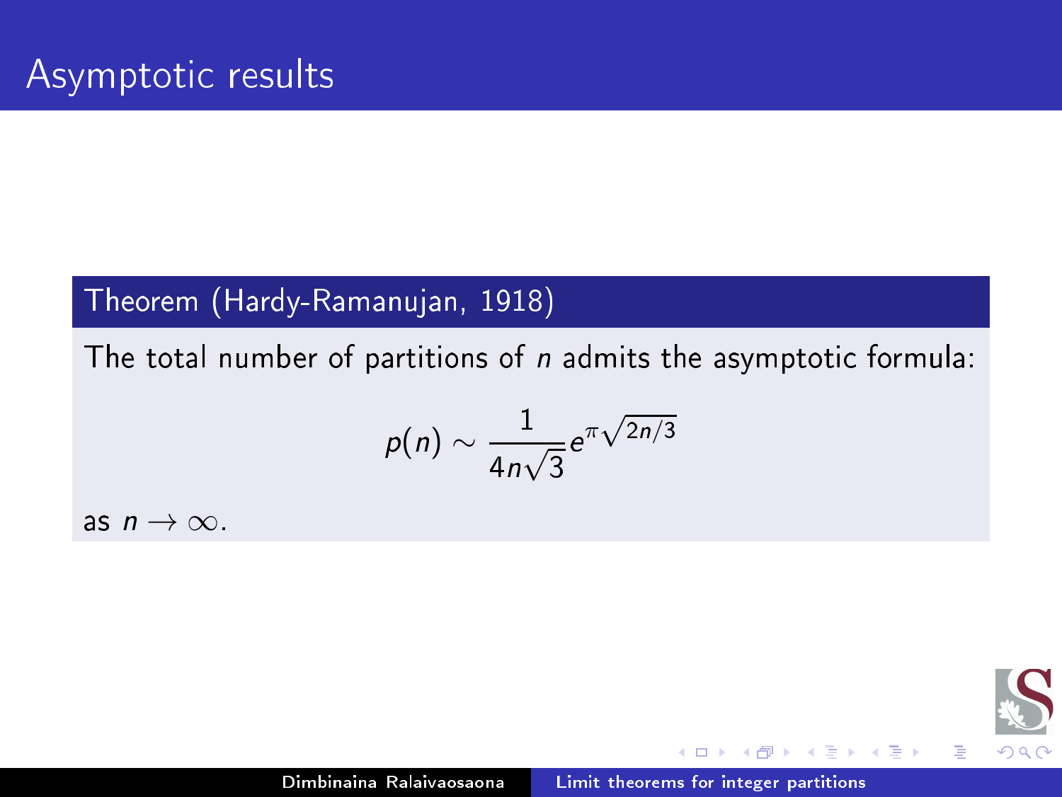# Asymptotic results

**Theorem (Hardy-Ramanujan, 1918)**

The total number of partitions of $n$ admits the asymptotic formula:

$$p(n) \sim \frac{1}{4n\sqrt{3}} e^{\pi\sqrt{2n/3}}$$

as $n \to \infty$.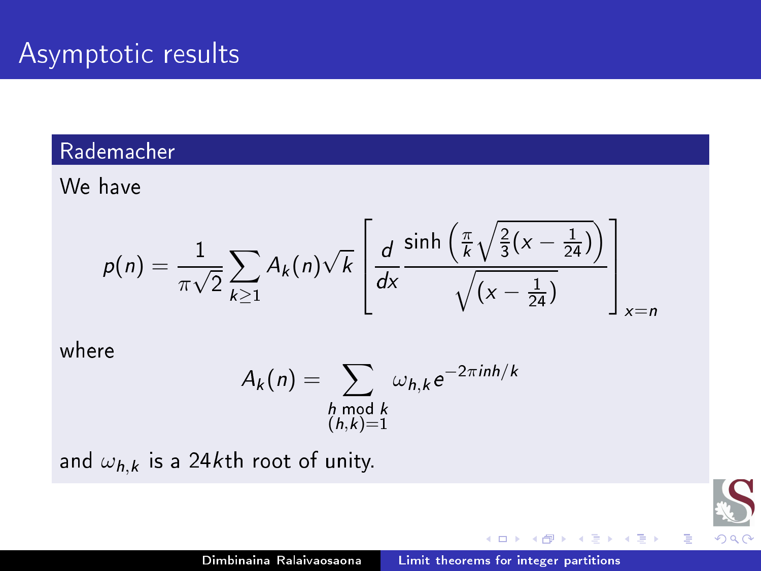# Asymptotic results

## Rademacher

We have

$$p(n) = \frac{1}{\pi\sqrt{2}} \sum_{k\geq 1} A_k(n)\sqrt{k} \left[ \frac{d}{dx} \frac{\sinh\left(\frac{\pi}{k}\sqrt{\frac{2}{3}(x-\frac{1}{24})}\right)}{\sqrt{(x-\frac{1}{24})}} \right]_{x=n}$$

where

$$A_k(n) = \sum_{\substack{h \bmod k \\ (h,k)=1}} \omega_{h,k} e^{-2\pi i n h/k}$$

and $\omega_{h,k}$ is a $24k$th root of unity.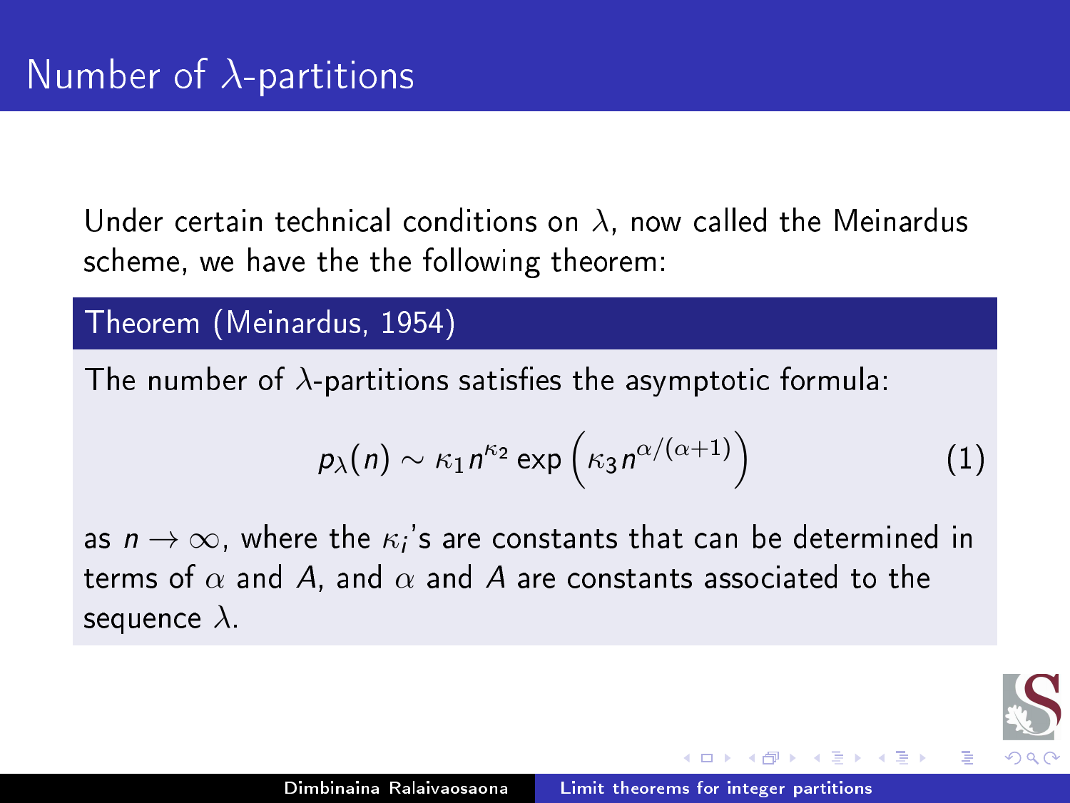# Number of $\lambda$-partitions

Under certain technical conditions on $\lambda$, now called the Meinardus scheme, we have the the following theorem:

**Theorem (Meinardus, 1954)**

The number of $\lambda$-partitions satisfies the asymptotic formula:

$$p_\lambda(n) \sim \kappa_1 n^{\kappa_2} \exp\left(\kappa_3 n^{\alpha/(\alpha+1)}\right) \tag{1}$$

as $n \to \infty$, where the $\kappa_i$'s are constants that can be determined in terms of $\alpha$ and $A$, and $\alpha$ and $A$ are constants associated to the sequence $\lambda$.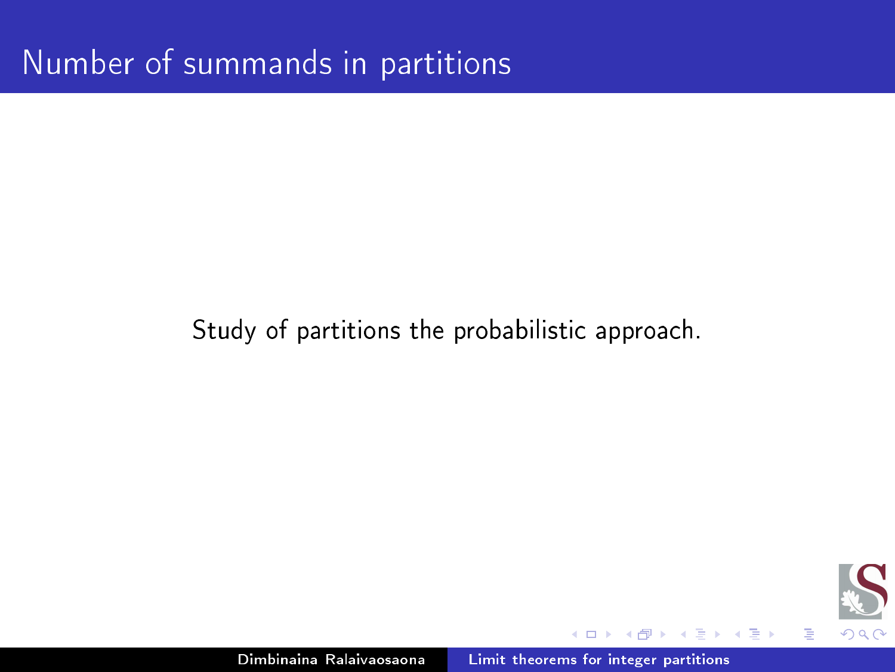# Number of summands in partitions

Study of partitions the probabilistic approach.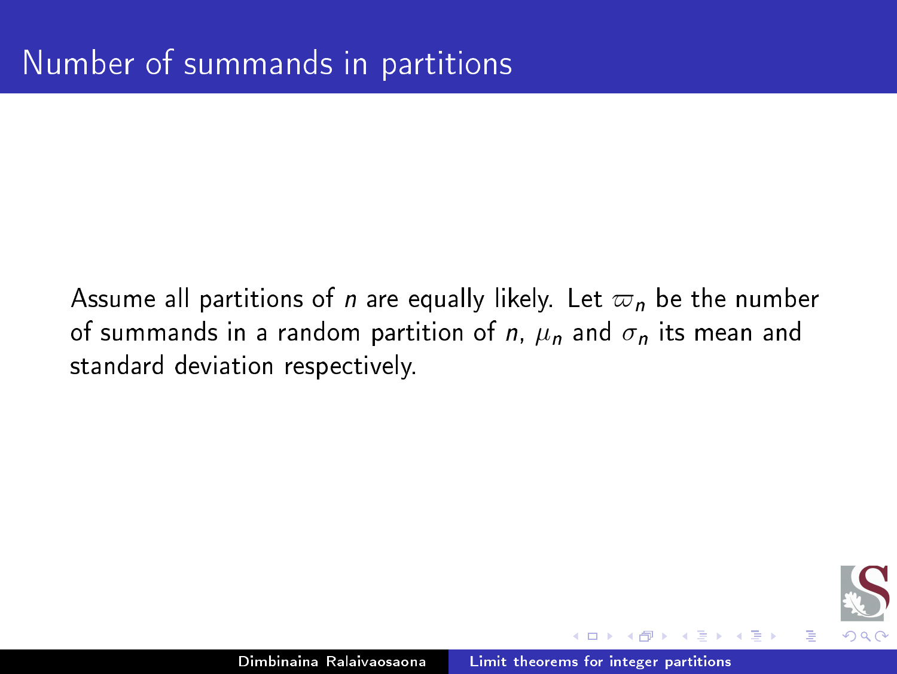# Number of summands in partitions

Assume all partitions of $n$ are equally likely. Let $\varpi_n$ be the number of summands in a random partition of $n$, $\mu_n$ and $\sigma_n$ its mean and standard deviation respectively.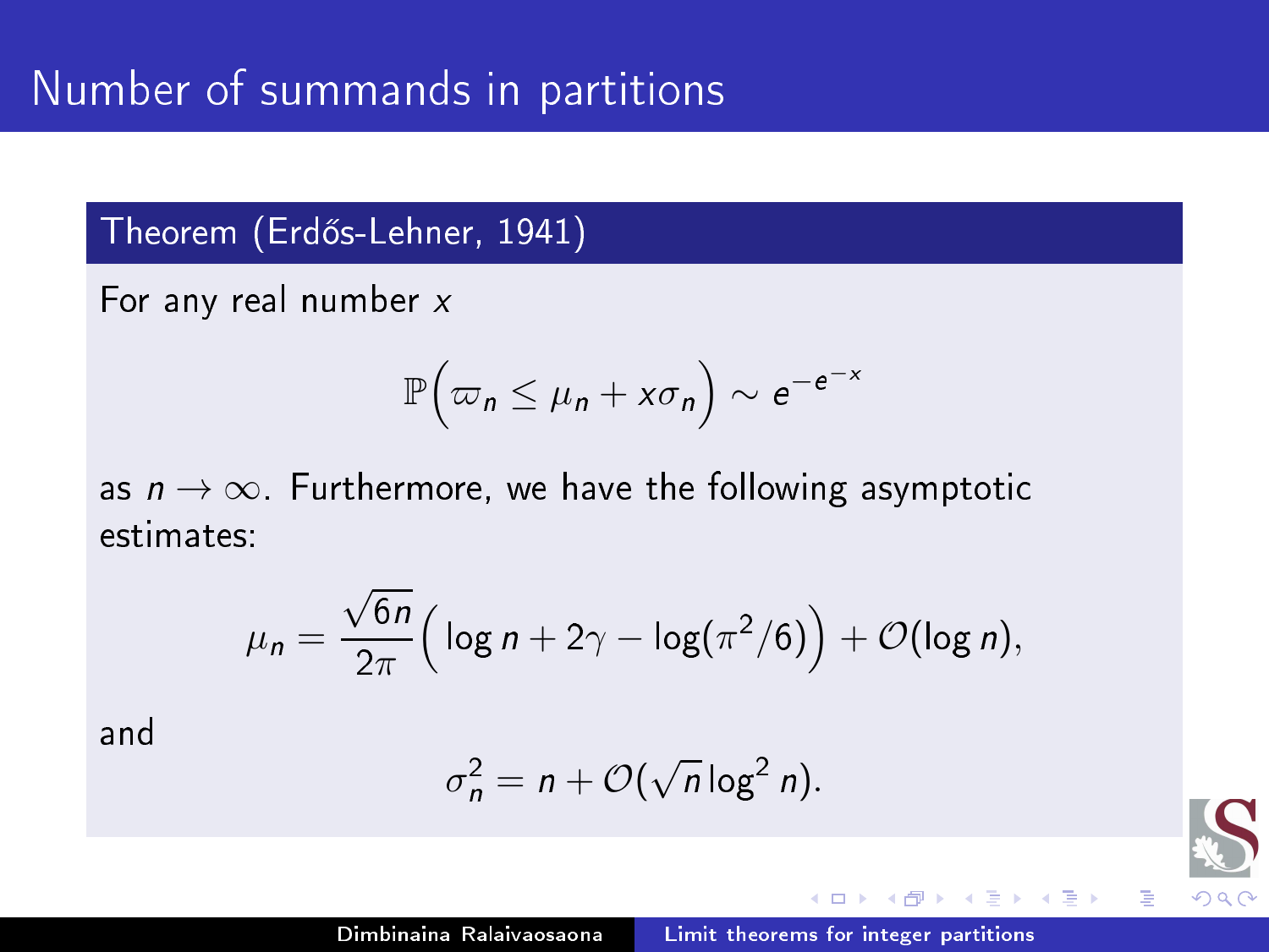# Number of summands in partitions

**Theorem (Erdős-Lehner, 1941)**

For any real number $x$

$$\mathbb{P}\Big(\varpi_n \leq \mu_n + x\sigma_n\Big) \sim e^{-e^{-x}}$$

as $n \to \infty$. Furthermore, we have the following asymptotic estimates:

$$\mu_n = \frac{\sqrt{6n}}{2\pi}\Big(\log n + 2\gamma - \log(\pi^2/6)\Big) + \mathcal{O}(\log n),$$

and

$$\sigma_n^2 = n + \mathcal{O}(\sqrt{n}\log^2 n).$$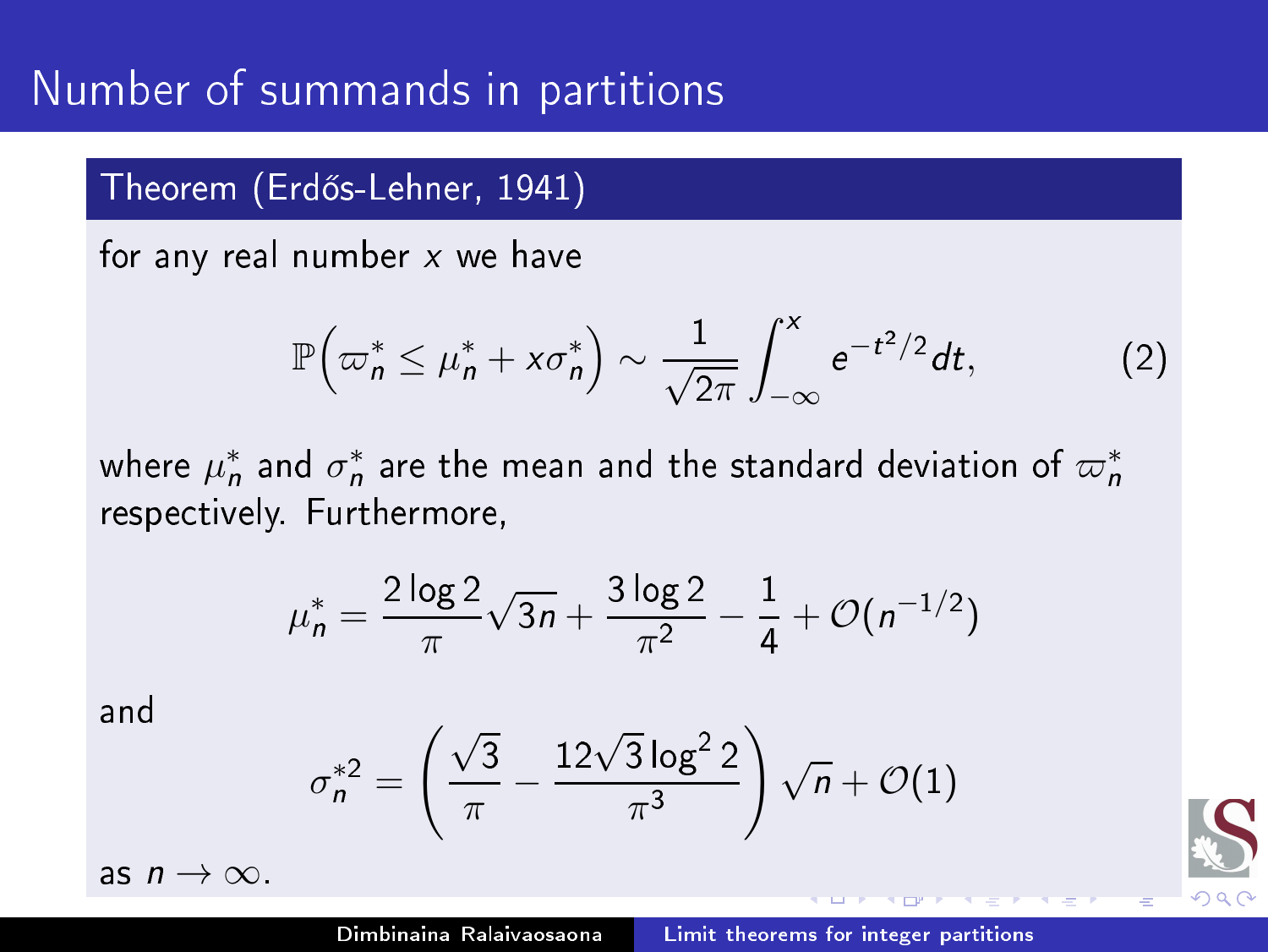# Number of summands in partitions

**Theorem (Erdős-Lehner, 1941)**

for any real number $x$ we have

$$\mathbb{P}\left(\varpi_n^* \leq \mu_n^* + x\sigma_n^*\right) \sim \frac{1}{\sqrt{2\pi}} \int_{-\infty}^{x} e^{-t^2/2} dt, \tag{2}$$

where $\mu_n^*$ and $\sigma_n^*$ are the mean and the standard deviation of $\varpi_n^*$ respectively. Furthermore,

$$\mu_n^* = \frac{2\log 2}{\pi}\sqrt{3n} + \frac{3\log 2}{\pi^2} - \frac{1}{4} + \mathcal{O}(n^{-1/2})$$

and

$$\sigma_n^{*2} = \left(\frac{\sqrt{3}}{\pi} - \frac{12\sqrt{3}\log^2 2}{\pi^3}\right)\sqrt{n} + \mathcal{O}(1)$$

as $n \to \infty$.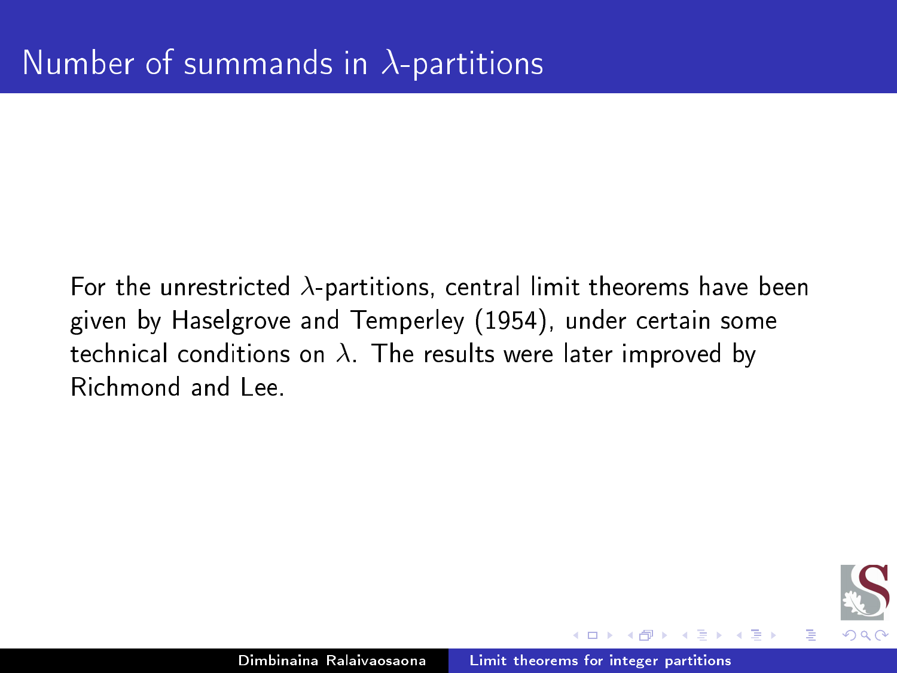# Number of summands in $\lambda$-partitions

For the unrestricted $\lambda$-partitions, central limit theorems have been given by Haselgrove and Temperley (1954), under certain some technical conditions on $\lambda$. The results were later improved by Richmond and Lee.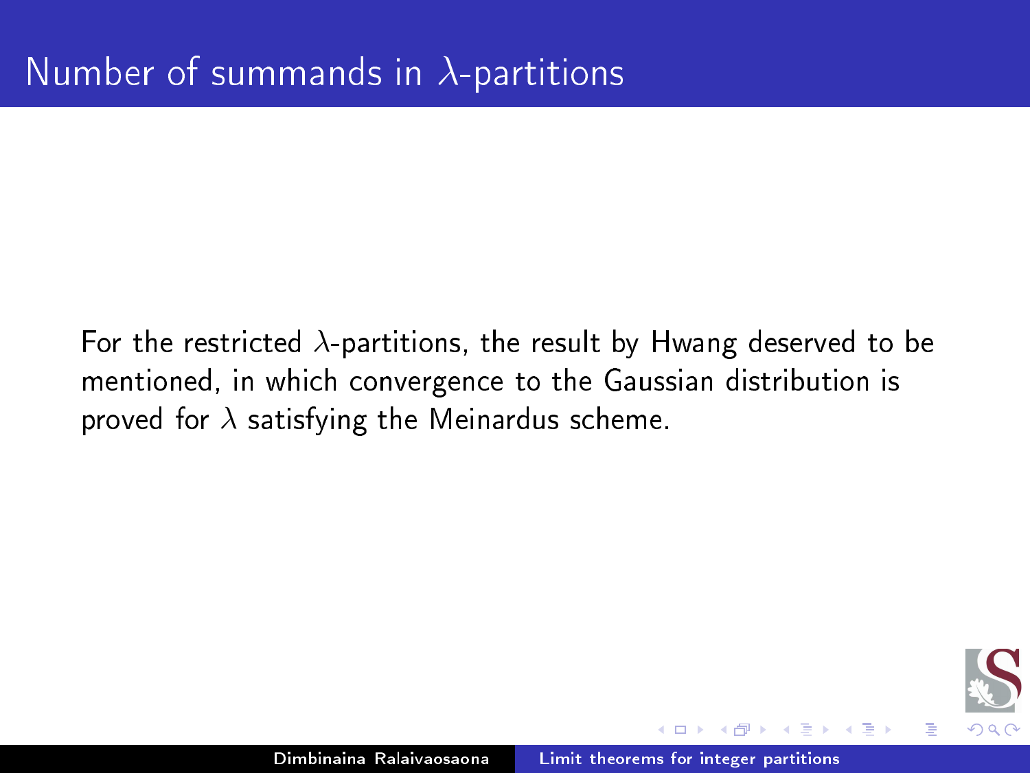# Number of summands in $\lambda$-partitions

For the restricted $\lambda$-partitions, the result by Hwang deserved to be mentioned, in which convergence to the Gaussian distribution is proved for $\lambda$ satisfying the Meinardus scheme.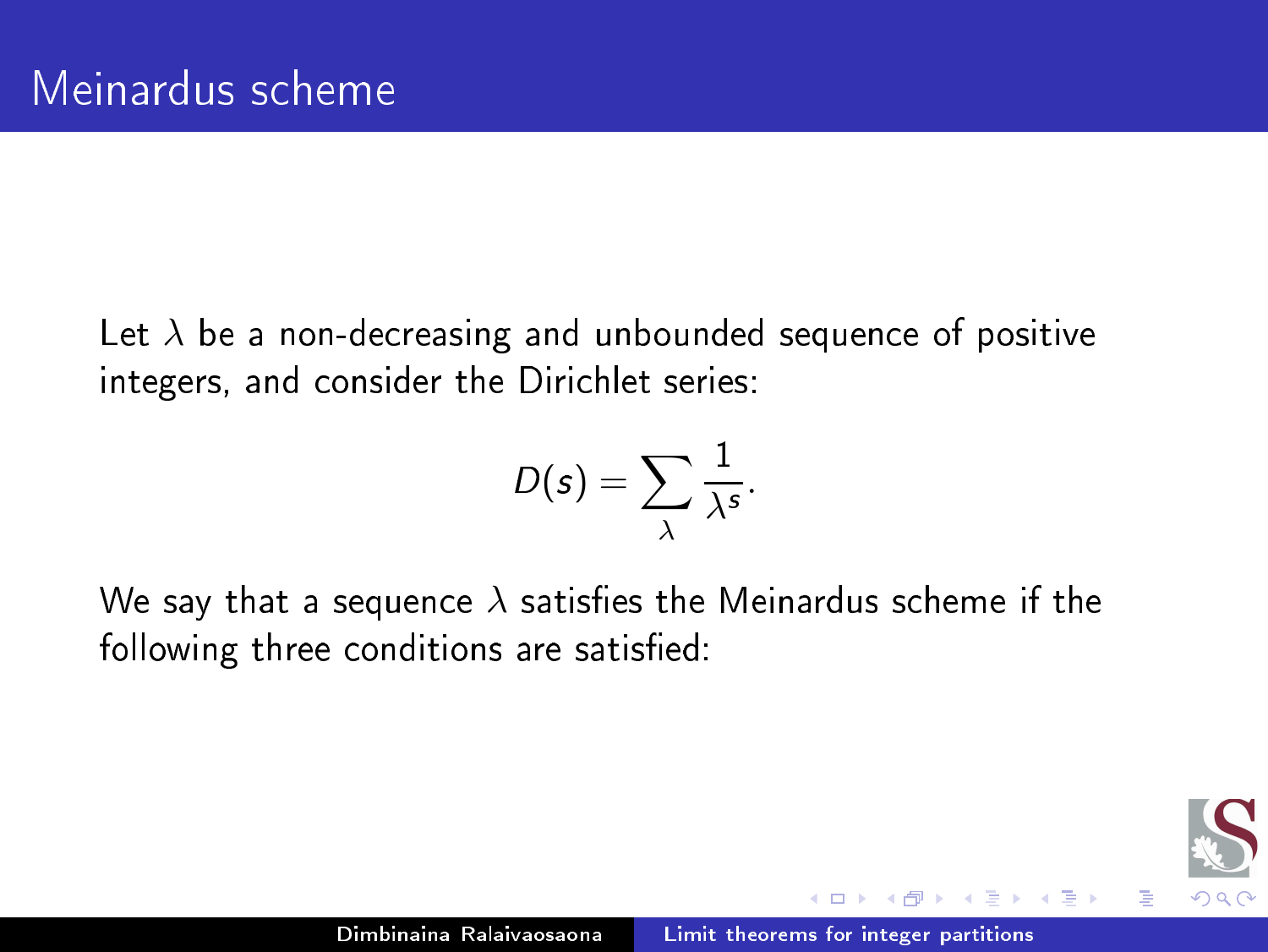# Meinardus scheme

Let $\lambda$ be a non-decreasing and unbounded sequence of positive integers, and consider the Dirichlet series:

$$D(s) = \sum_{\lambda} \frac{1}{\lambda^s}.$$

We say that a sequence $\lambda$ satisfies the Meinardus scheme if the following three conditions are satisfied: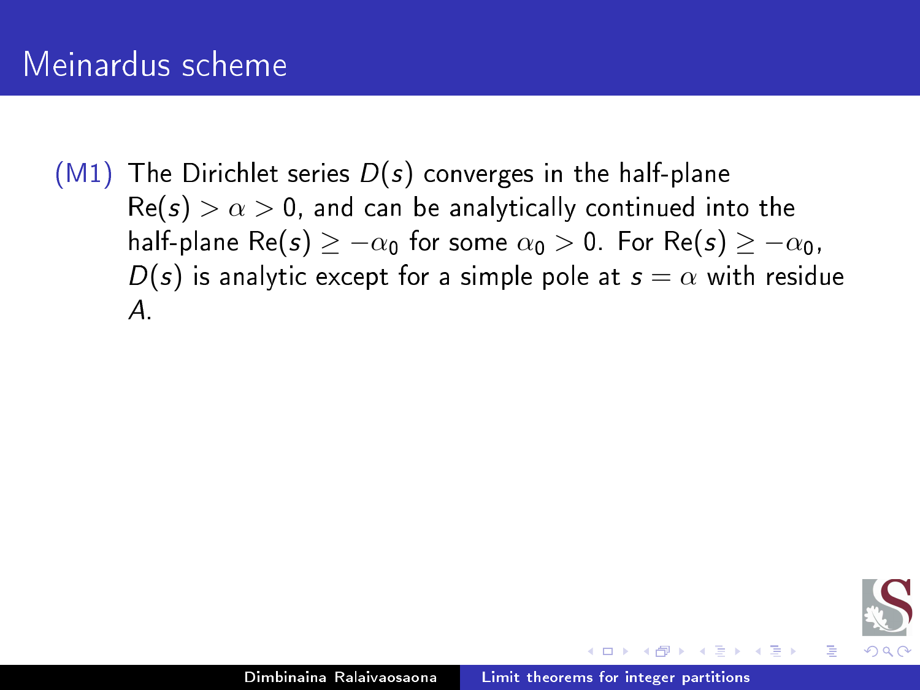# Meinardus scheme

(M1) The Dirichlet series $D(s)$ converges in the half-plane $\text{Re}(s) > \alpha > 0$, and can be analytically continued into the half-plane $\text{Re}(s) \geq -\alpha_0$ for some $\alpha_0 > 0$. For $\text{Re}(s) \geq -\alpha_0$, $D(s)$ is analytic except for a simple pole at $s = \alpha$ with residue $A$.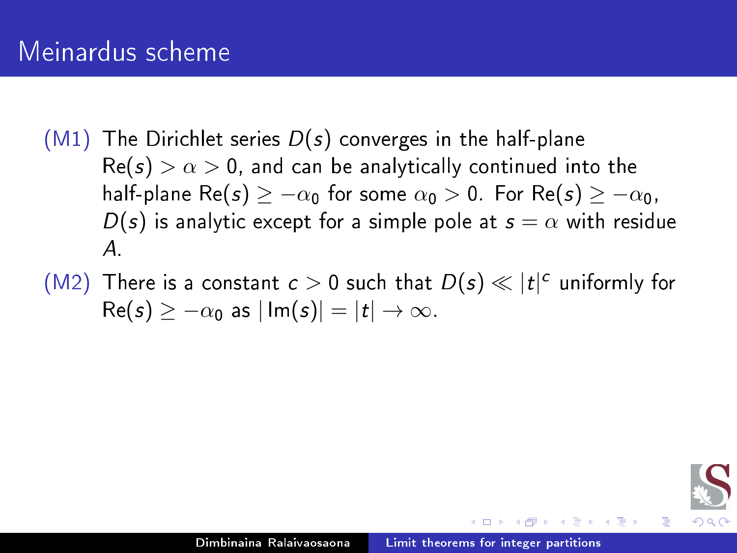# Meinardus scheme

(M1) The Dirichlet series $D(s)$ converges in the half-plane $\mathrm{Re}(s) > \alpha > 0$, and can be analytically continued into the half-plane $\mathrm{Re}(s) \geq -\alpha_0$ for some $\alpha_0 > 0$. For $\mathrm{Re}(s) \geq -\alpha_0$, $D(s)$ is analytic except for a simple pole at $s = \alpha$ with residue $A$.

(M2) There is a constant $c > 0$ such that $D(s) \ll |t|^c$ uniformly for $\mathrm{Re}(s) \geq -\alpha_0$ as $|\mathrm{Im}(s)| = |t| \to \infty$.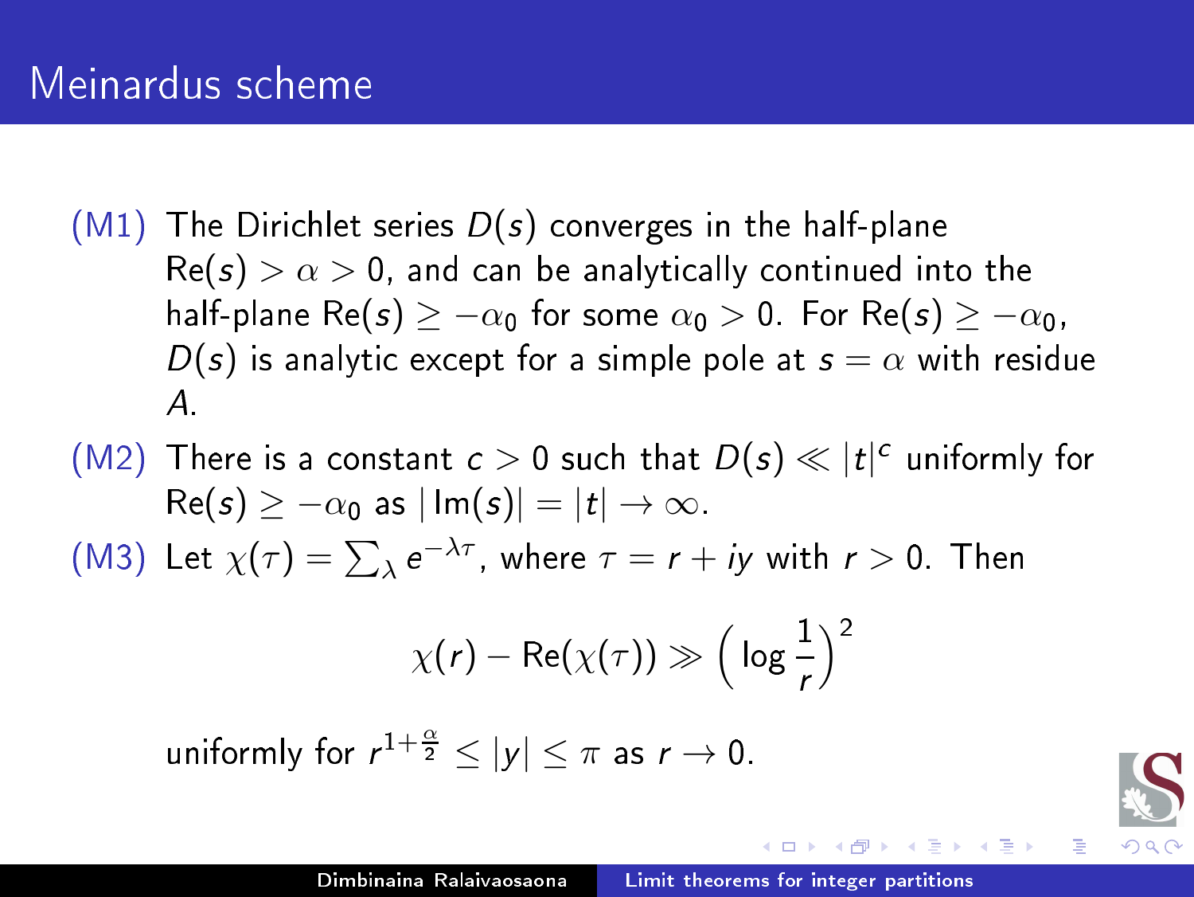# Meinardus scheme

(M1) The Dirichlet series $D(s)$ converges in the half-plane $\mathrm{Re}(s) > \alpha > 0$, and can be analytically continued into the half-plane $\mathrm{Re}(s) \geq -\alpha_0$ for some $\alpha_0 > 0$. For $\mathrm{Re}(s) \geq -\alpha_0$, $D(s)$ is analytic except for a simple pole at $s = \alpha$ with residue $A$.

(M2) There is a constant $c > 0$ such that $D(s) \ll |t|^c$ uniformly for $\mathrm{Re}(s) \geq -\alpha_0$ as $|\mathrm{Im}(s)| = |t| \to \infty$.

(M3) Let $\chi(\tau) = \sum_\lambda e^{-\lambda\tau}$, where $\tau = r + iy$ with $r > 0$. Then

$$\chi(r) - \mathrm{Re}(\chi(\tau)) \gg \left(\log \frac{1}{r}\right)^2$$

uniformly for $r^{1+\frac{\alpha}{2}} \leq |y| \leq \pi$ as $r \to 0$.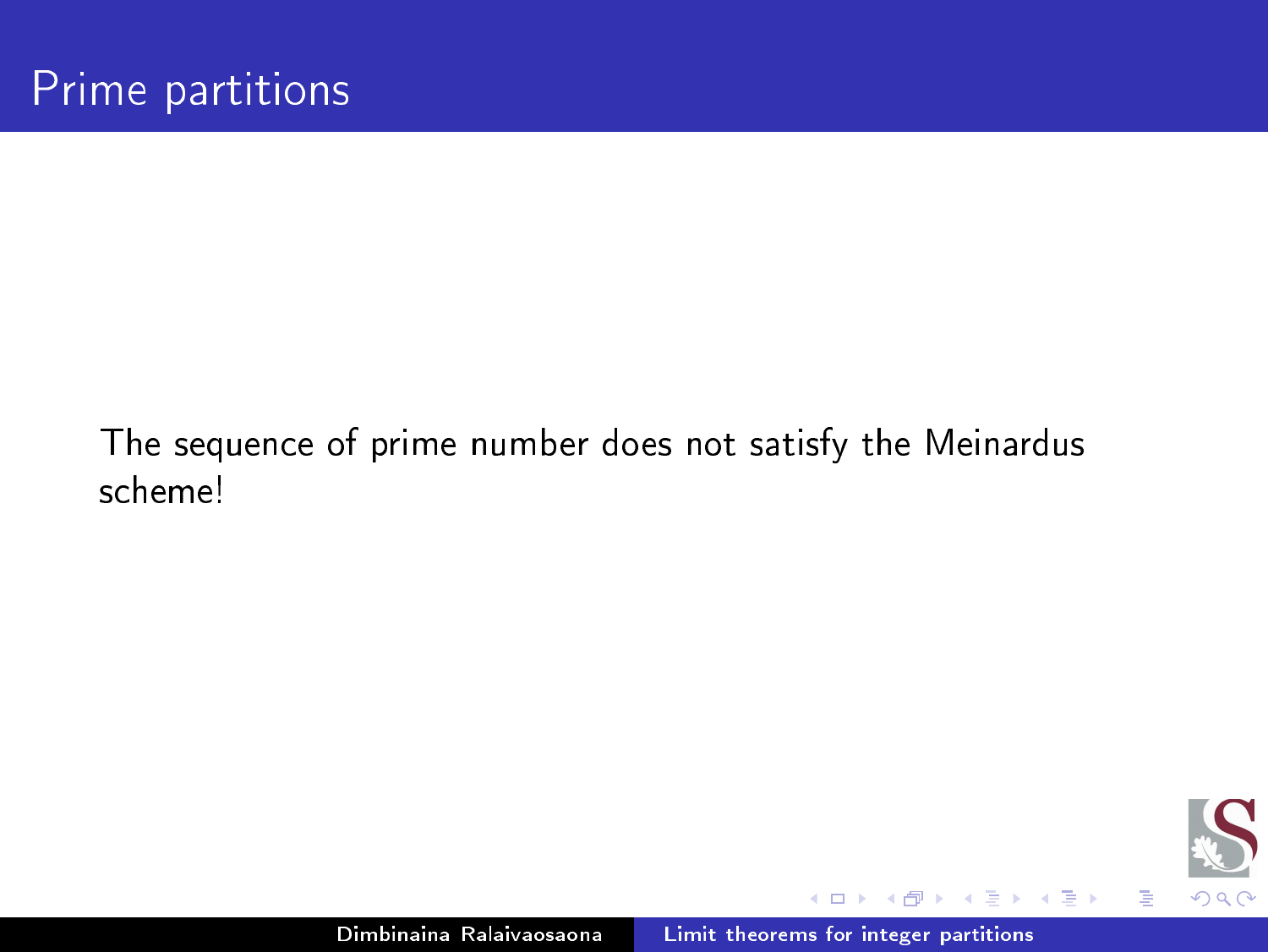# Prime partitions

The sequence of prime number does not satisfy the Meinardus scheme!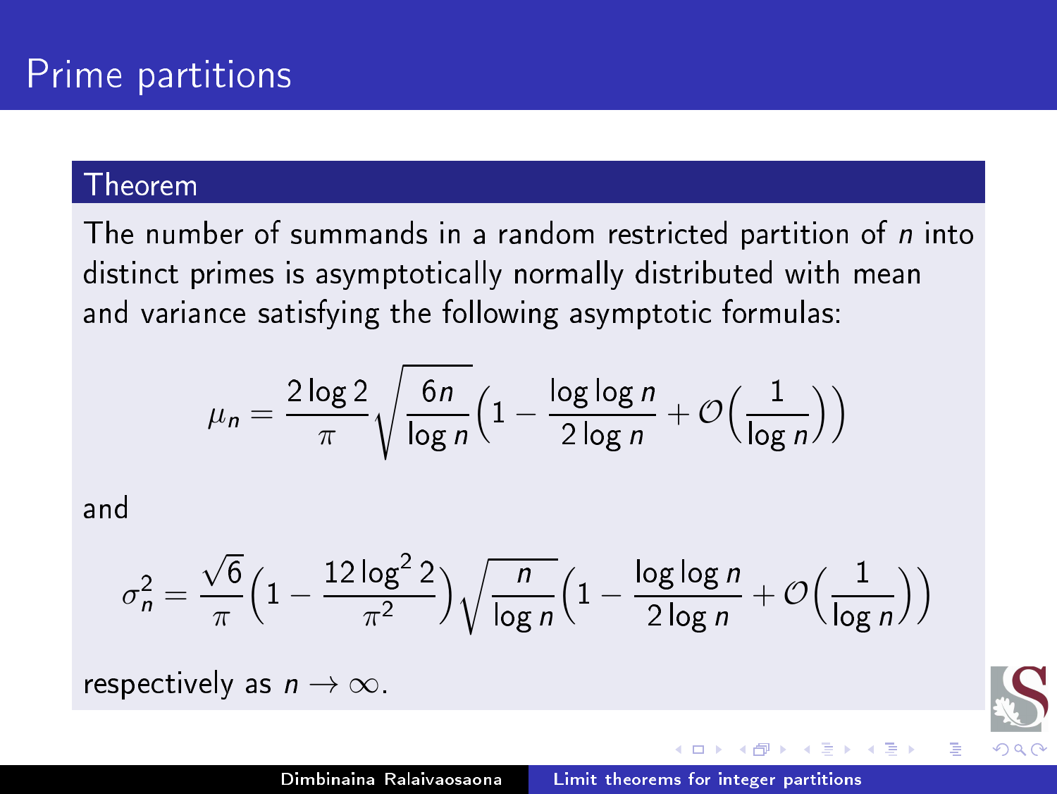# Prime partitions

**Theorem**

The number of summands in a random restricted partition of $n$ into distinct primes is asymptotically normally distributed with mean and variance satisfying the following asymptotic formulas:

$$\mu_n = \frac{2\log 2}{\pi}\sqrt{\frac{6n}{\log n}}\left(1 - \frac{\log\log n}{2\log n} + \mathcal{O}\left(\frac{1}{\log n}\right)\right)$$

and

$$\sigma_n^2 = \frac{\sqrt{6}}{\pi}\left(1 - \frac{12\log^2 2}{\pi^2}\right)\sqrt{\frac{n}{\log n}}\left(1 - \frac{\log\log n}{2\log n} + \mathcal{O}\left(\frac{1}{\log n}\right)\right)$$

respectively as $n \to \infty$.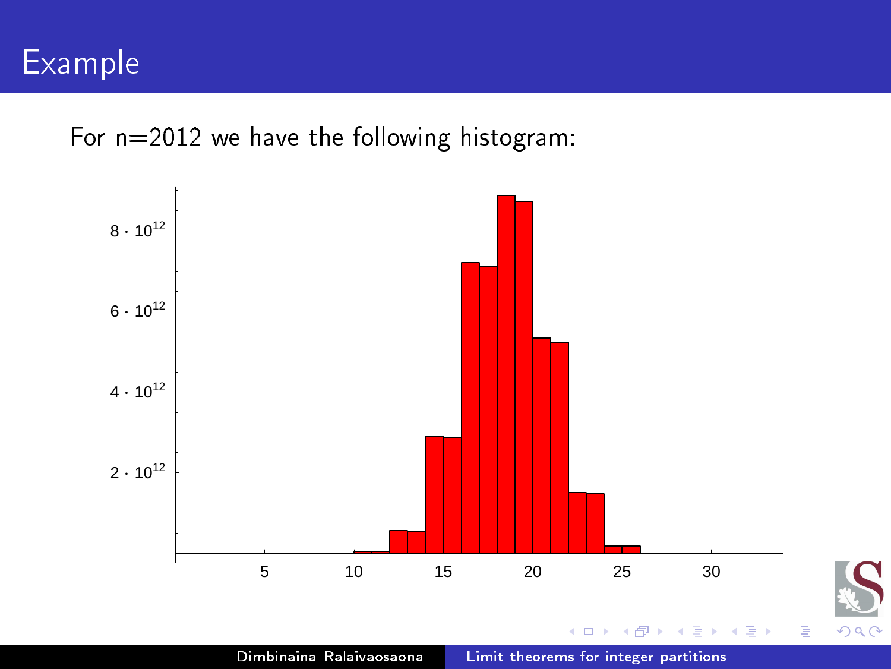# Example

For n=2012 we have the following histogram: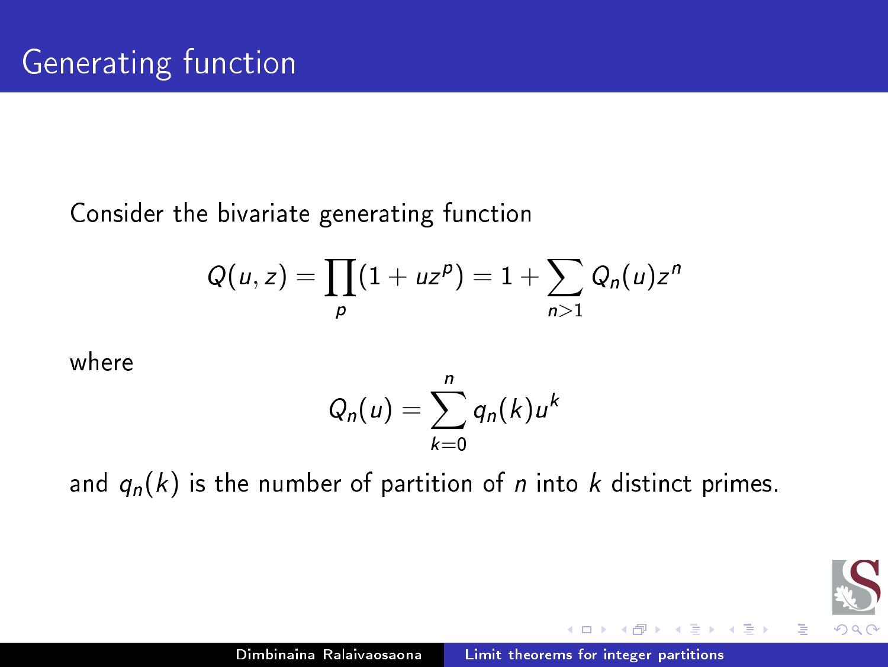# Generating function

Consider the bivariate generating function

$$Q(u, z) = \prod_{p} (1 + uz^p) = 1 + \sum_{n>1} Q_n(u) z^n$$

where

$$Q_n(u) = \sum_{k=0}^{n} q_n(k) u^k$$

and $q_n(k)$ is the number of partition of $n$ into $k$ distinct primes.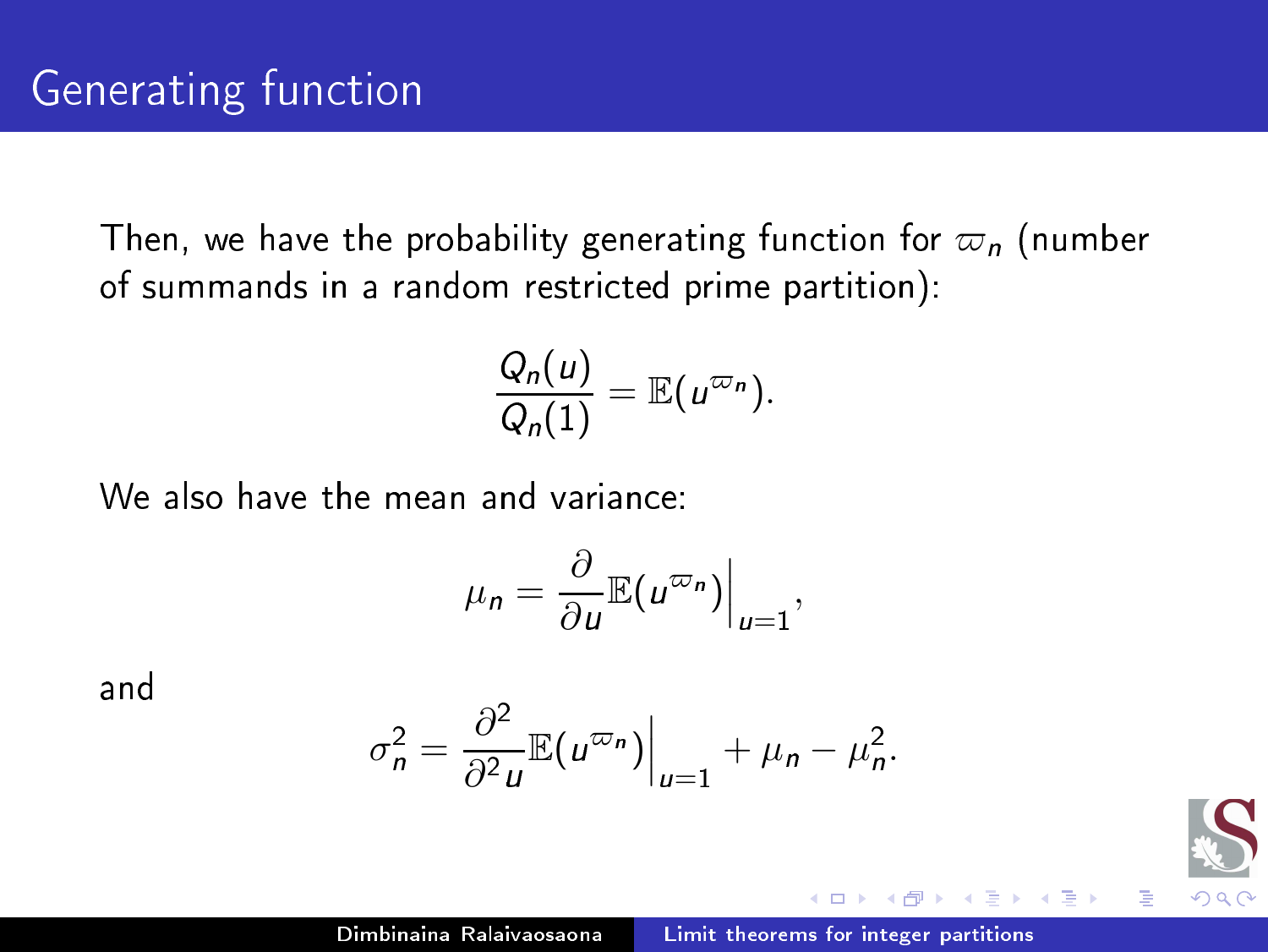# Generating function

Then, we have the probability generating function for $\varpi_n$ (number of summands in a random restricted prime partition):

$$\frac{Q_n(u)}{Q_n(1)} = \mathbb{E}(u^{\varpi_n}).$$

We also have the mean and variance:

$$\mu_n = \frac{\partial}{\partial u}\mathbb{E}(u^{\varpi_n})\Big|_{u=1},$$

and

$$\sigma_n^2 = \frac{\partial^2}{\partial^2 u}\mathbb{E}(u^{\varpi_n})\Big|_{u=1} + \mu_n - \mu_n^2.$$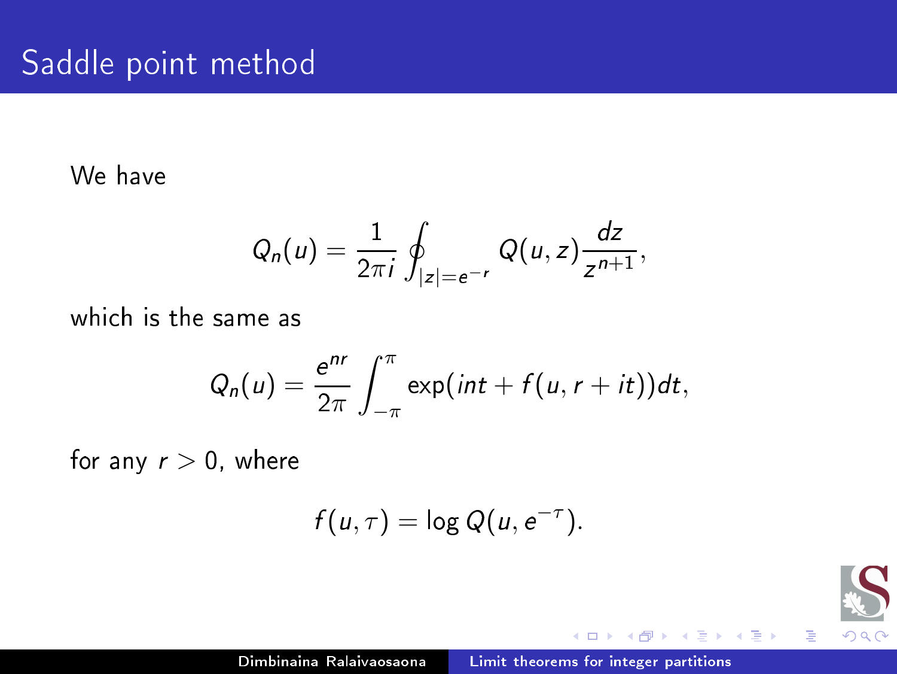# Saddle point method

We have

$$Q_n(u) = \frac{1}{2\pi i} \oint_{|z|=e^{-r}} Q(u,z) \frac{dz}{z^{n+1}},$$

which is the same as

$$Q_n(u) = \frac{e^{nr}}{2\pi} \int_{-\pi}^{\pi} \exp(int + f(u, r+it)) dt,$$

for any $r > 0$, where

$$f(u,\tau) = \log Q(u, e^{-\tau}).$$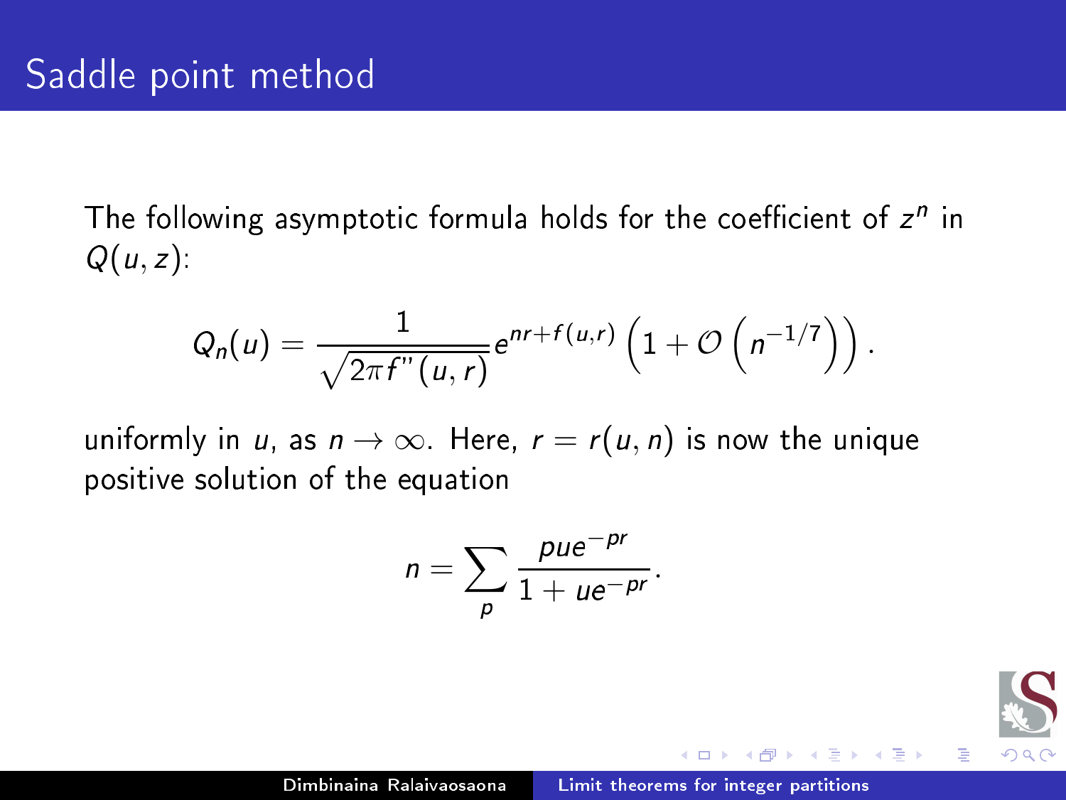# Saddle point method

The following asymptotic formula holds for the coefficient of $z^n$ in $Q(u, z)$:

$$Q_n(u) = \frac{1}{\sqrt{2\pi f''(u, r)}} e^{nr + f(u,r)} \left(1 + \mathcal{O}\left(n^{-1/7}\right)\right).$$

uniformly in $u$, as $n \to \infty$. Here, $r = r(u, n)$ is now the unique positive solution of the equation

$$n = \sum_p \frac{pue^{-pr}}{1 + ue^{-pr}}.$$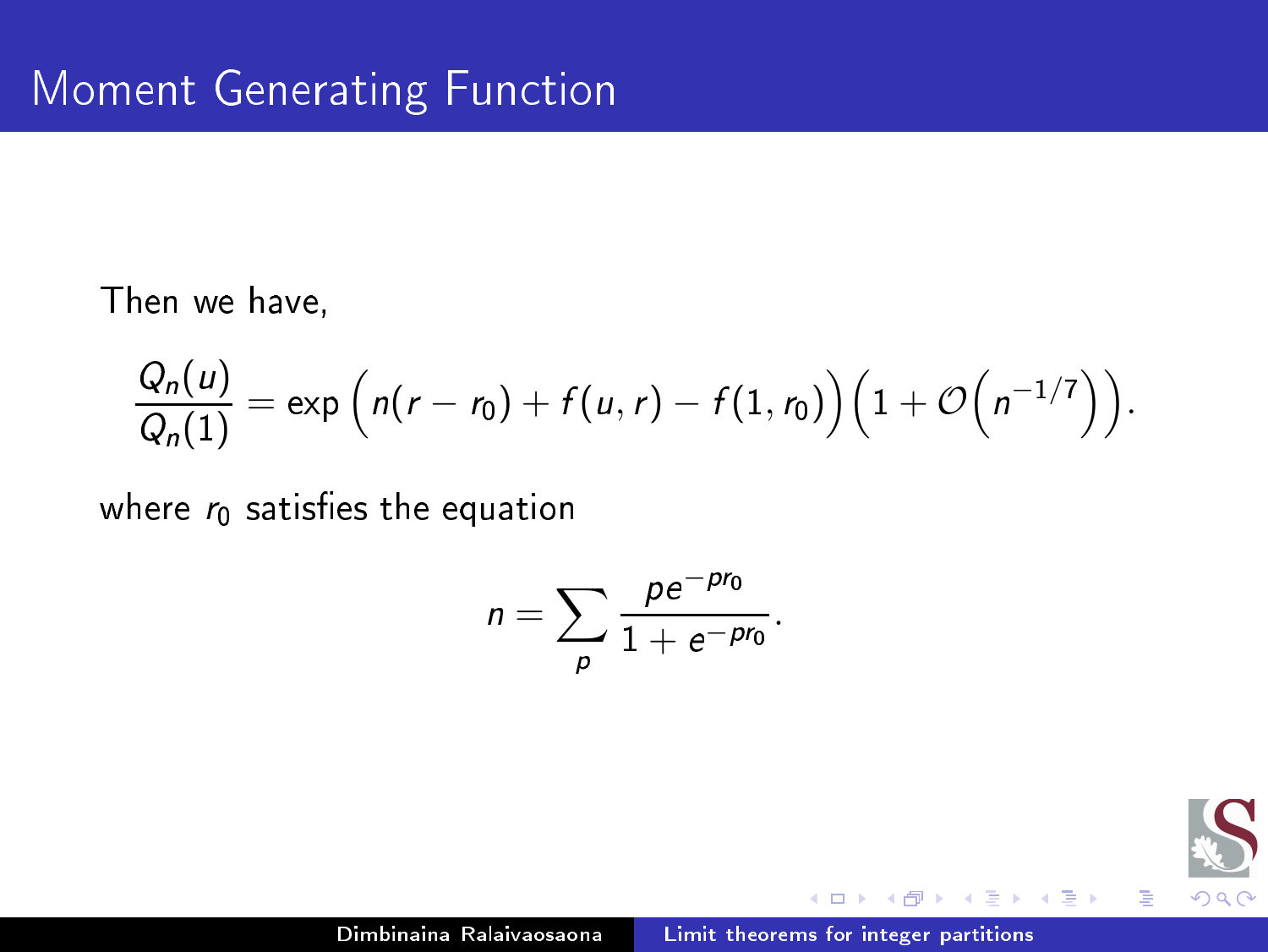# Moment Generating Function

Then we have,

$$\frac{Q_n(u)}{Q_n(1)} = \exp\Big(n(r - r_0) + f(u, r) - f(1, r_0)\Big)\Big(1 + \mathcal{O}\Big(n^{-1/7}\Big)\Big).$$

where $r_0$ satisfies the equation

$$n = \sum_p \frac{pe^{-pr_0}}{1 + e^{-pr_0}}.$$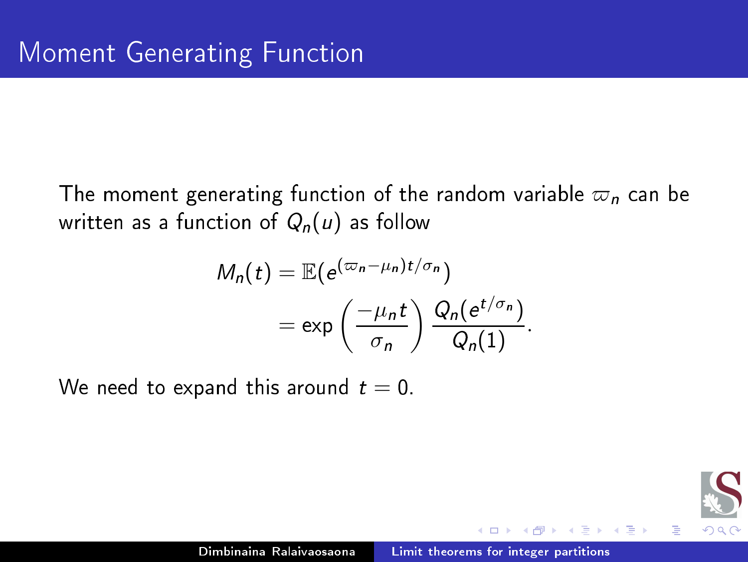# Moment Generating Function

The moment generating function of the random variable $\varpi_n$ can be written as a function of $Q_n(u)$ as follow

$$
\begin{aligned}
M_n(t) &= \mathbb{E}(e^{(\varpi_n - \mu_n)t/\sigma_n}) \\
&= \exp\left(\frac{-\mu_n t}{\sigma_n}\right) \frac{Q_n(e^{t/\sigma_n})}{Q_n(1)}.
\end{aligned}
$$

We need to expand this around $t = 0$.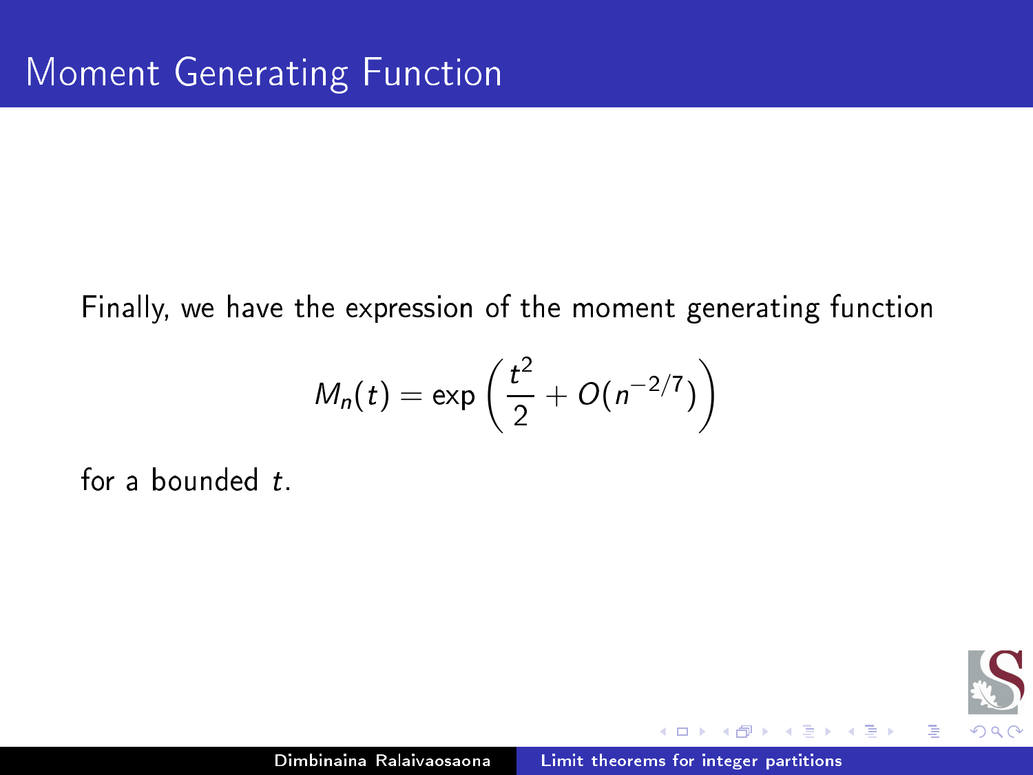# Moment Generating Function

Finally, we have the expression of the moment generating function

$$M_n(t) = \exp\left(\frac{t^2}{2} + O(n^{-2/7})\right)$$

for a bounded $t$.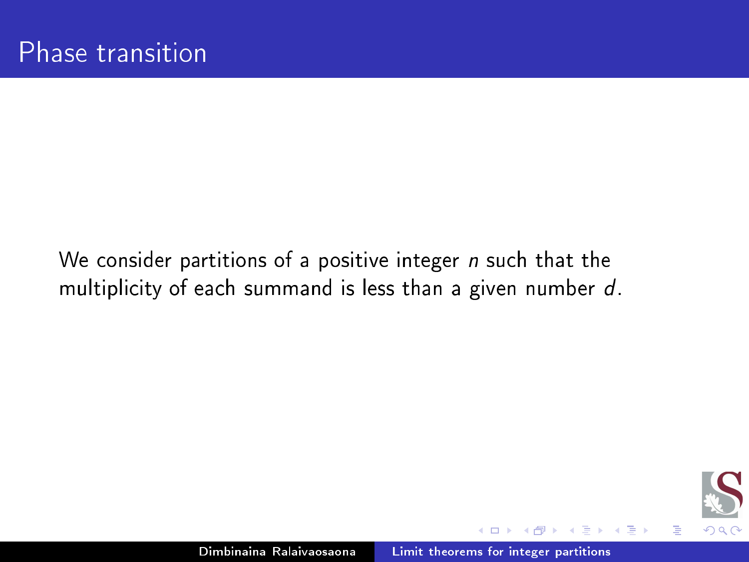# Phase transition

We consider partitions of a positive integer $n$ such that the multiplicity of each summand is less than a given number $d$.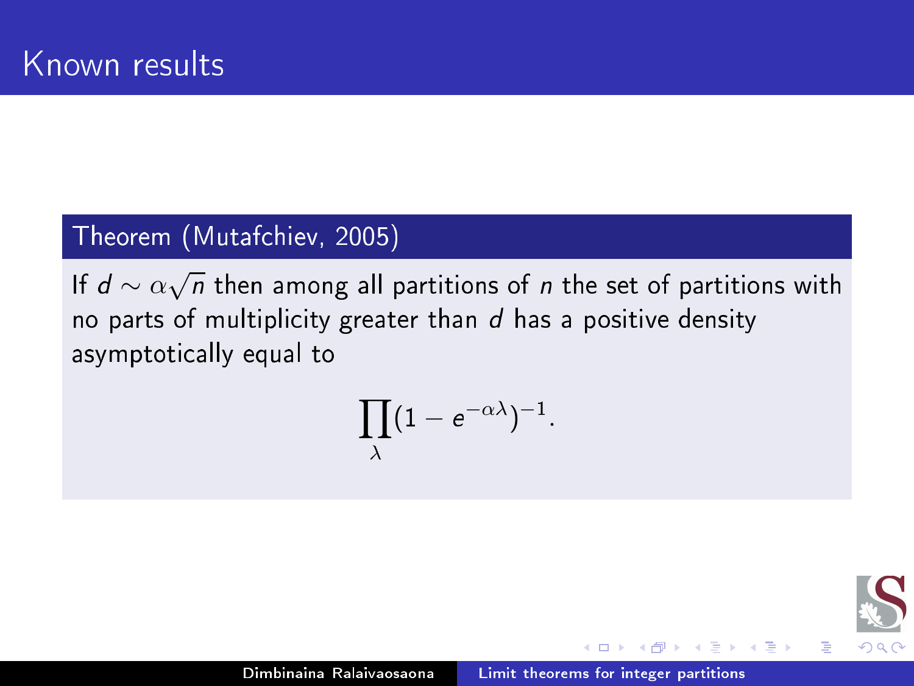# Known results

**Theorem (Mutafchiev, 2005)**

If $d \sim \alpha\sqrt{n}$ then among all partitions of $n$ the set of partitions with no parts of multiplicity greater than $d$ has a positive density asymptotically equal to

$$\prod_{\lambda}(1 - e^{-\alpha\lambda})^{-1}.$$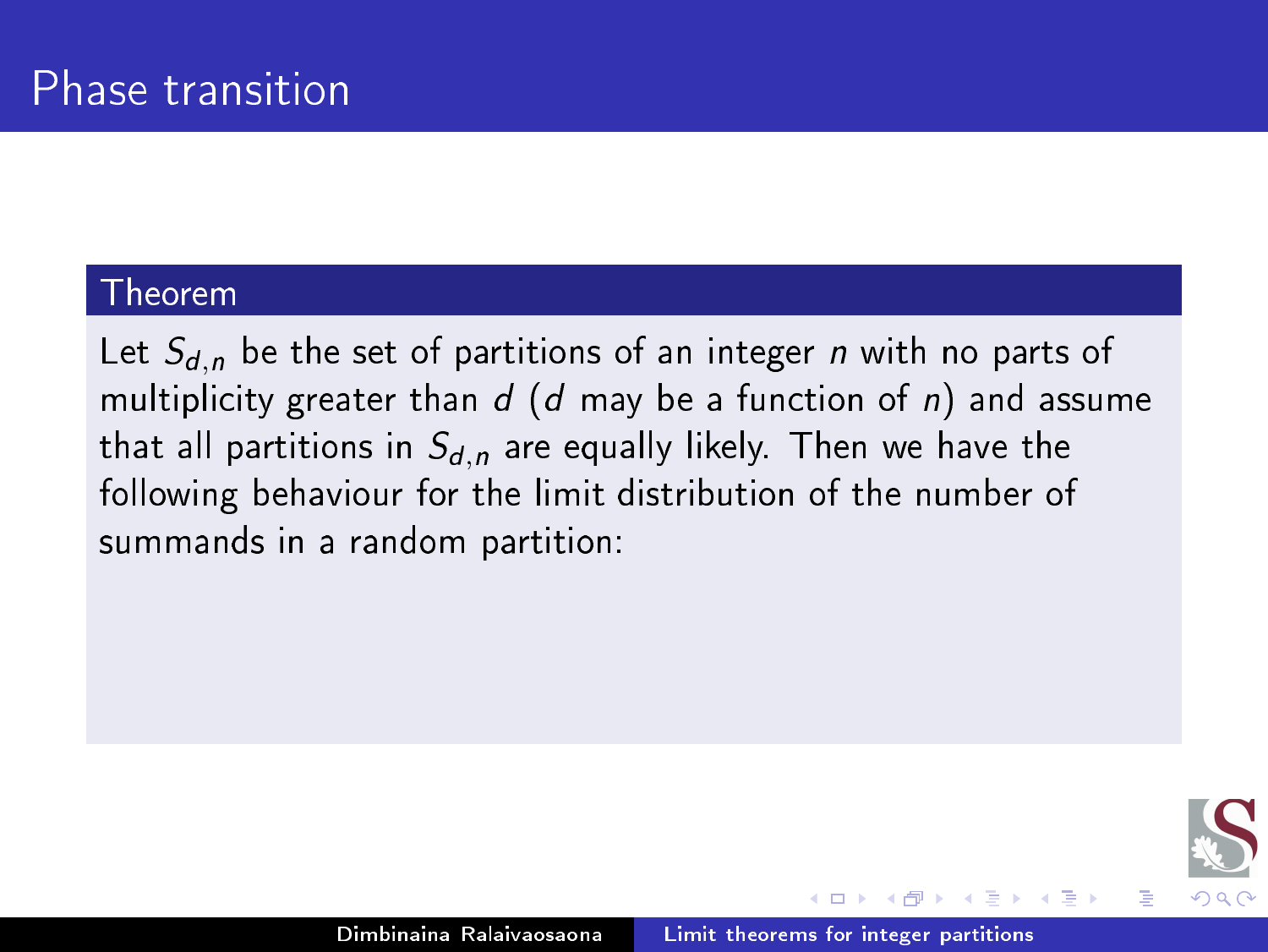# Phase transition

**Theorem**

Let $S_{d,n}$ be the set of partitions of an integer $n$ with no parts of multiplicity greater than $d$ ($d$ may be a function of $n$) and assume that all partitions in $S_{d,n}$ are equally likely. Then we have the following behaviour for the limit distribution of the number of summands in a random partition: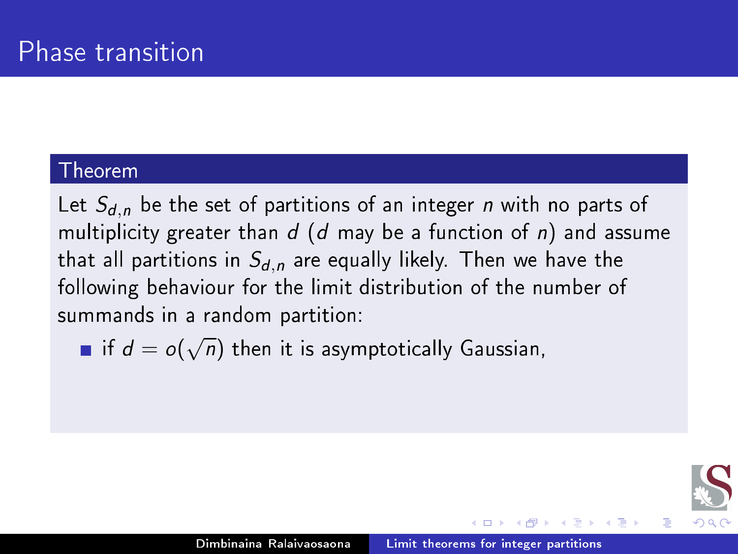# Phase transition

**Theorem**

Let $S_{d,n}$ be the set of partitions of an integer $n$ with no parts of multiplicity greater than $d$ ($d$ may be a function of $n$) and assume that all partitions in $S_{d,n}$ are equally likely. Then we have the following behaviour for the limit distribution of the number of summands in a random partition:

- if $d = o(\sqrt{n})$ then it is asymptotically Gaussian,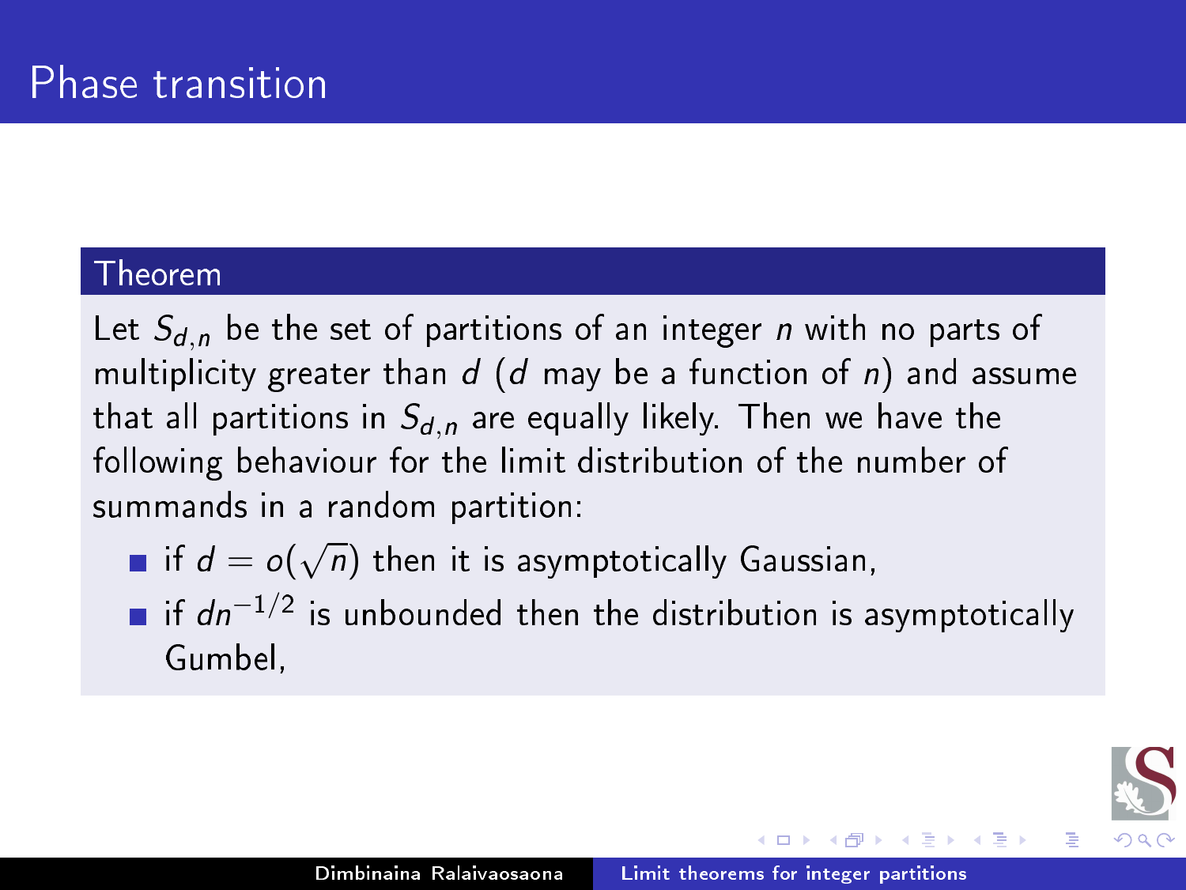# Phase transition

**Theorem**

Let $S_{d,n}$ be the set of partitions of an integer $n$ with no parts of multiplicity greater than $d$ ($d$ may be a function of $n$) and assume that all partitions in $S_{d,n}$ are equally likely. Then we have the following behaviour for the limit distribution of the number of summands in a random partition:

- if $d = o(\sqrt{n})$ then it is asymptotically Gaussian,
- if $dn^{-1/2}$ is unbounded then the distribution is asymptotically Gumbel,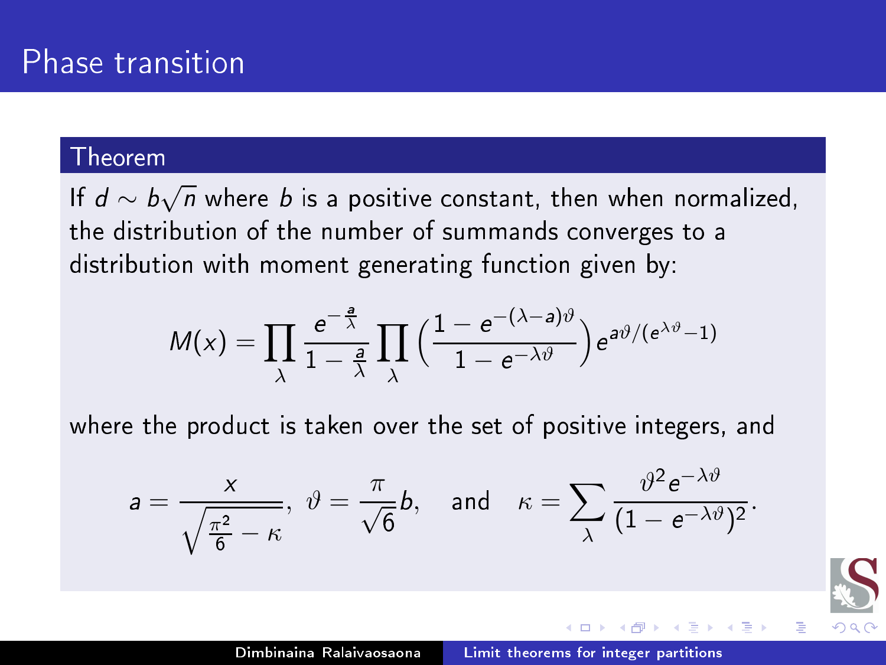# Phase transition

## Theorem

If $d \sim b\sqrt{n}$ where $b$ is a positive constant, then when normalized, the distribution of the number of summands converges to a distribution with moment generating function given by:

$$M(x) = \prod_{\lambda} \frac{e^{-\frac{a}{\lambda}}}{1 - \frac{a}{\lambda}} \prod_{\lambda} \left( \frac{1 - e^{-(\lambda - a)\vartheta}}{1 - e^{-\lambda\vartheta}} \right) e^{a\vartheta/(e^{\lambda\vartheta} - 1)}$$

where the product is taken over the set of positive integers, and

$$a = \frac{x}{\sqrt{\frac{\pi^2}{6} - \kappa}}, \; \vartheta = \frac{\pi}{\sqrt{6}} b, \quad \text{and} \quad \kappa = \sum_{\lambda} \frac{\vartheta^2 e^{-\lambda\vartheta}}{(1 - e^{-\lambda\vartheta})^2}.$$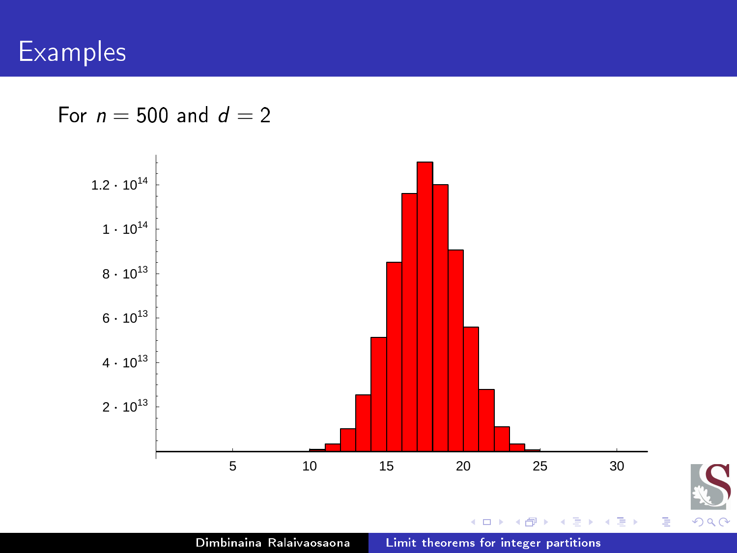# Examples

For $n = 500$ and $d = 2$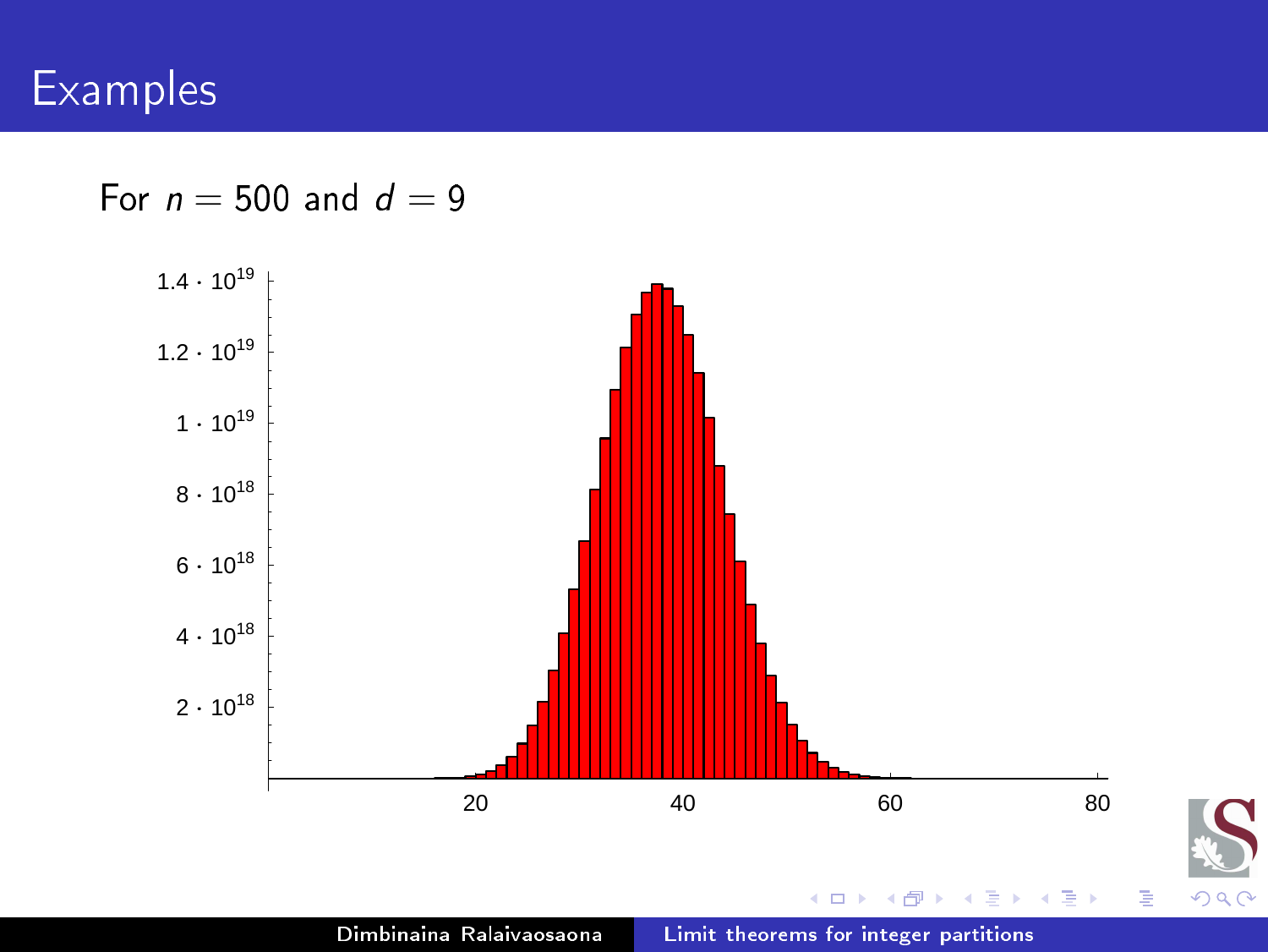# Examples

For $n = 500$ and $d = 9$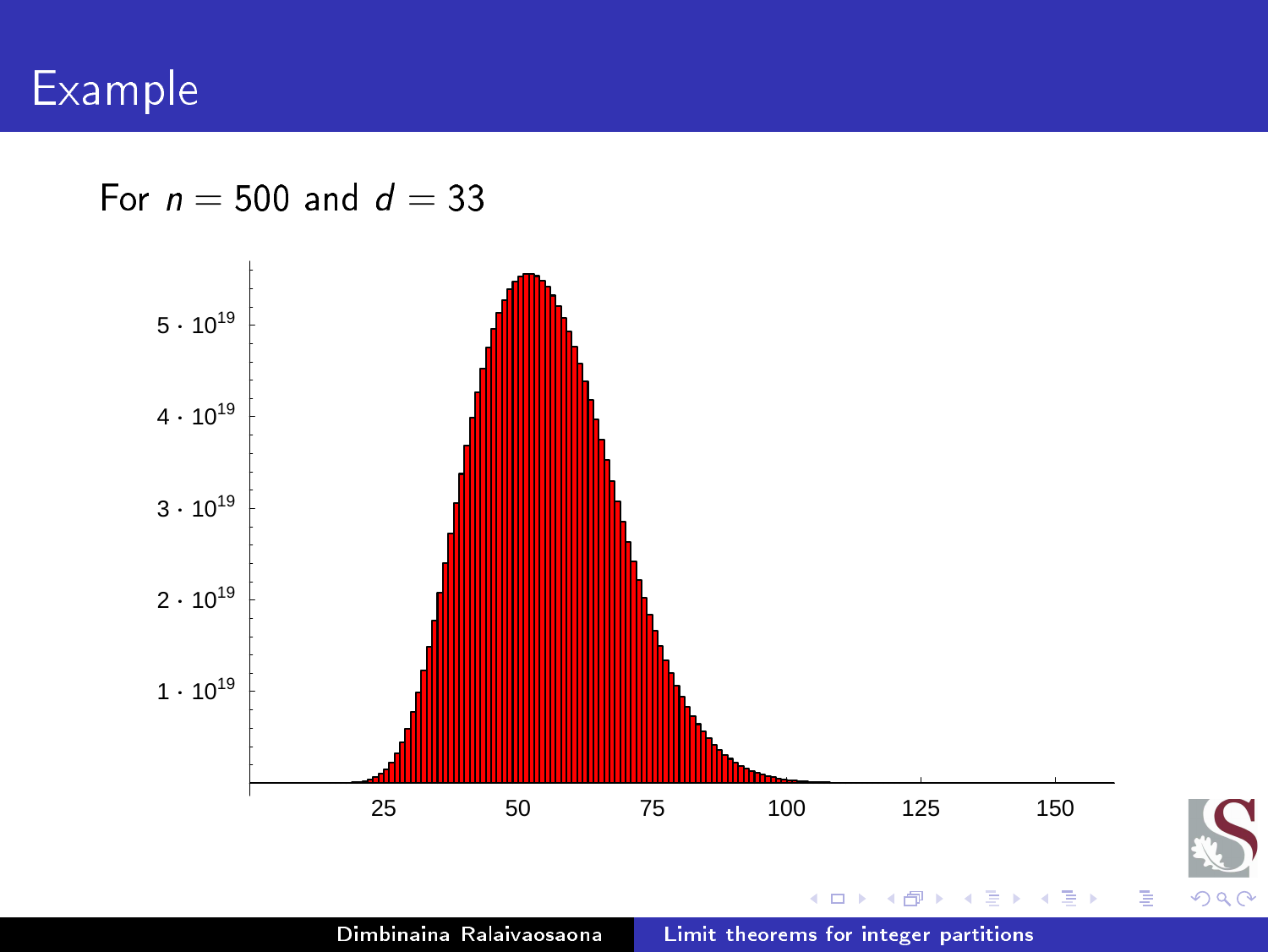# Example

For $n = 500$ and $d = 33$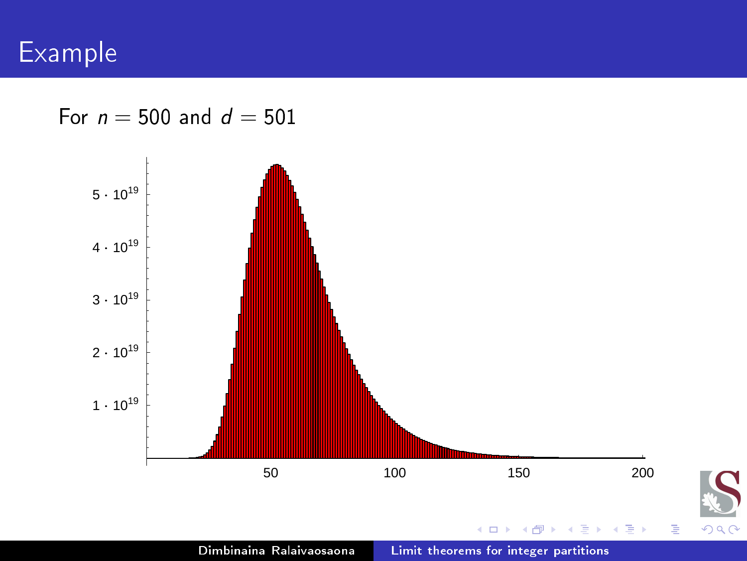# Example

For $n = 500$ and $d = 501$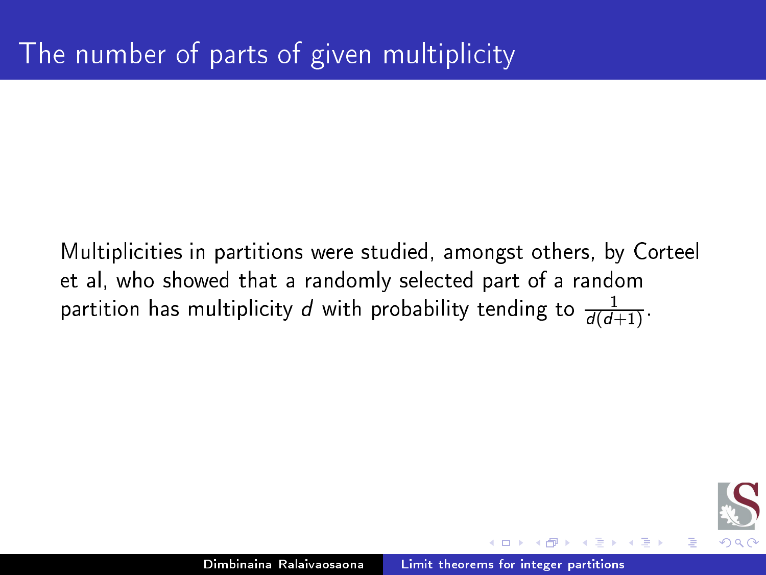# The number of parts of given multiplicity

Multiplicities in partitions were studied, amongst others, by Corteel et al, who showed that a randomly selected part of a random partition has multiplicity $d$ with probability tending to $\frac{1}{d(d+1)}$.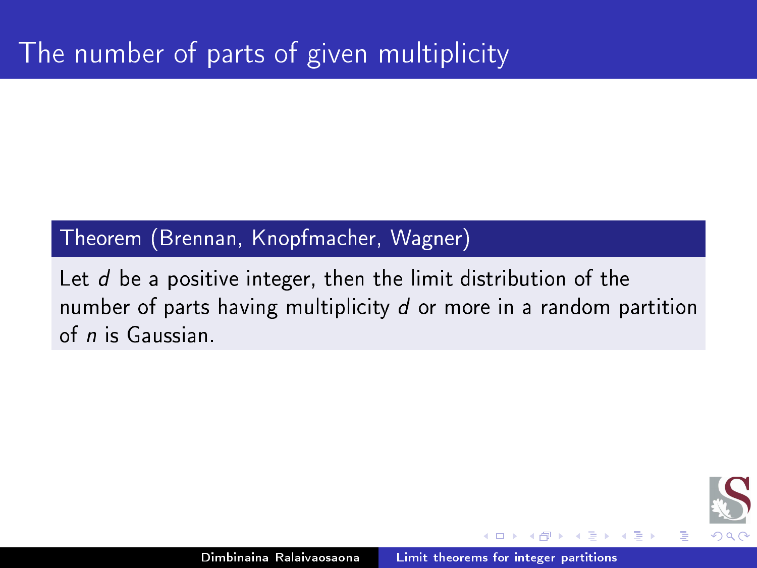# The number of parts of given multiplicity

**Theorem (Brennan, Knopfmacher, Wagner)**

Let $d$ be a positive integer, then the limit distribution of the number of parts having multiplicity $d$ or more in a random partition of $n$ is Gaussian.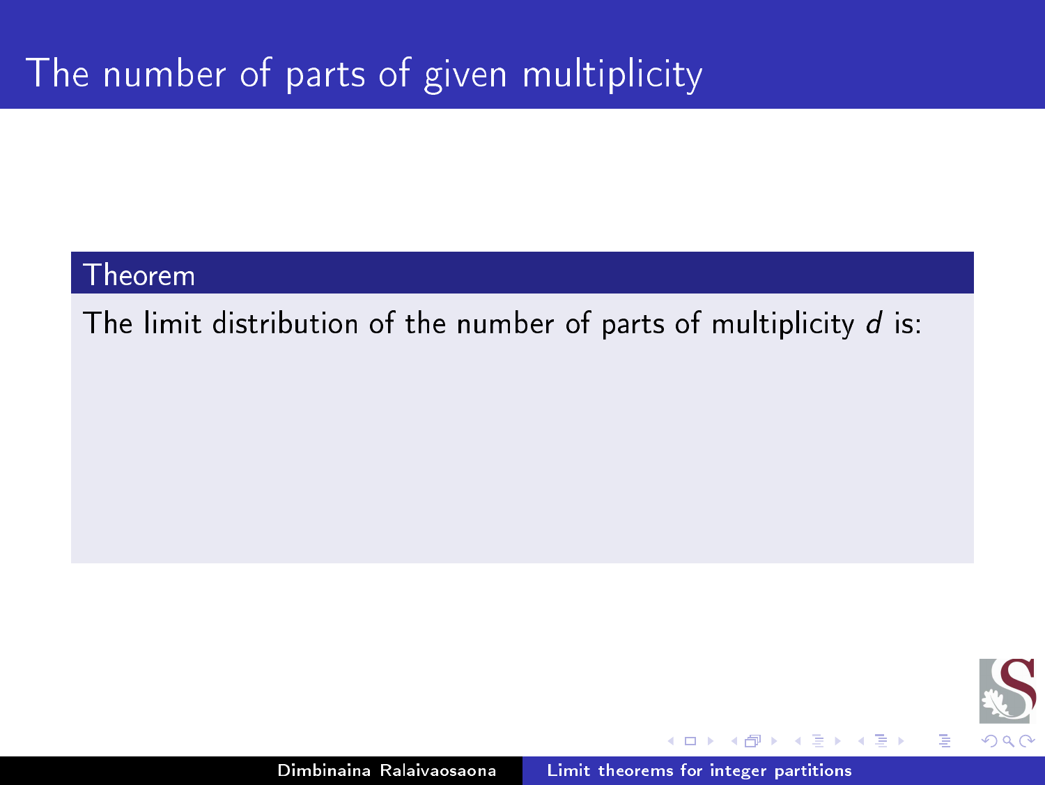# The number of parts of given multiplicity

**Theorem**

The limit distribution of the number of parts of multiplicity $d$ is: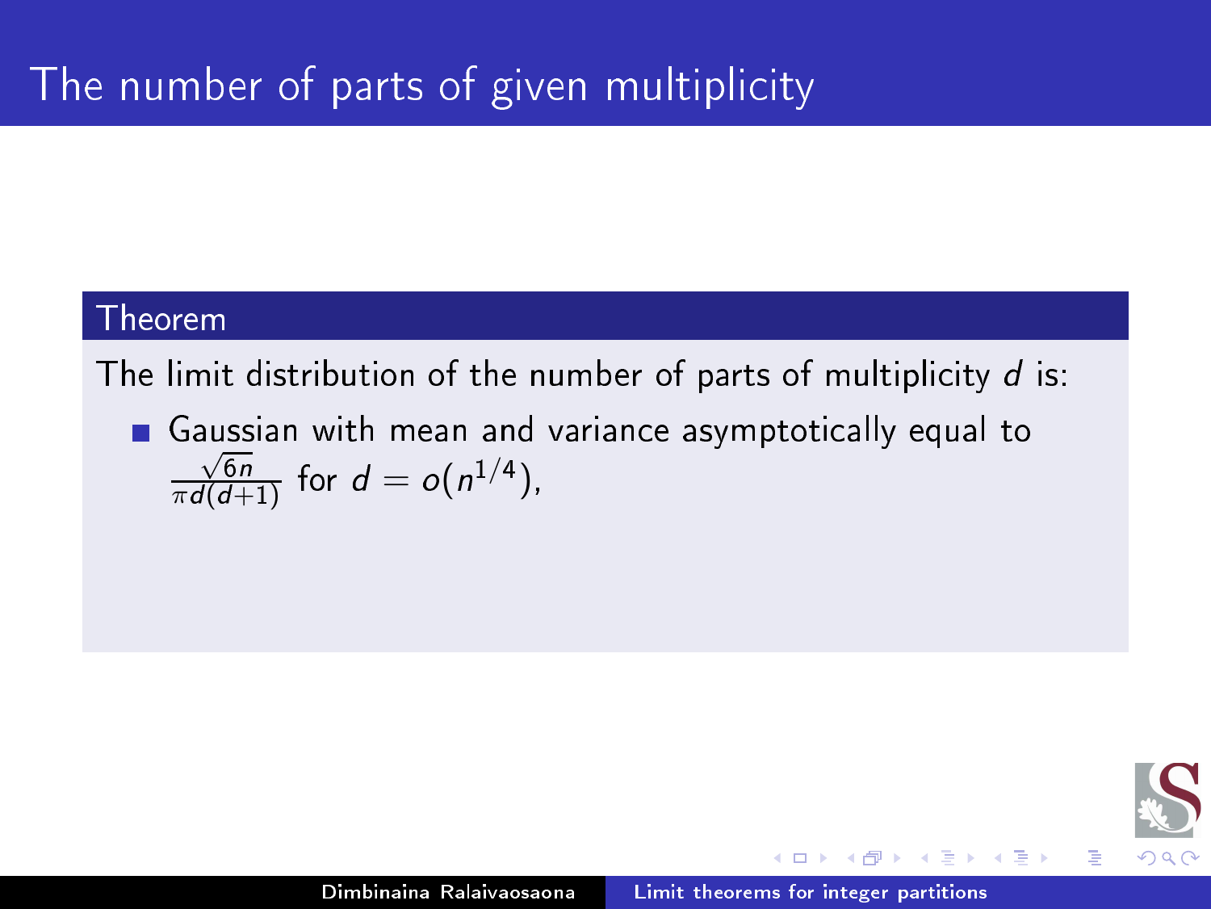# The number of parts of given multiplicity

**Theorem**

The limit distribution of the number of parts of multiplicity $d$ is:

- Gaussian with mean and variance asymptotically equal to $\frac{\sqrt{6n}}{\pi d(d+1)}$ for $d = o(n^{1/4})$,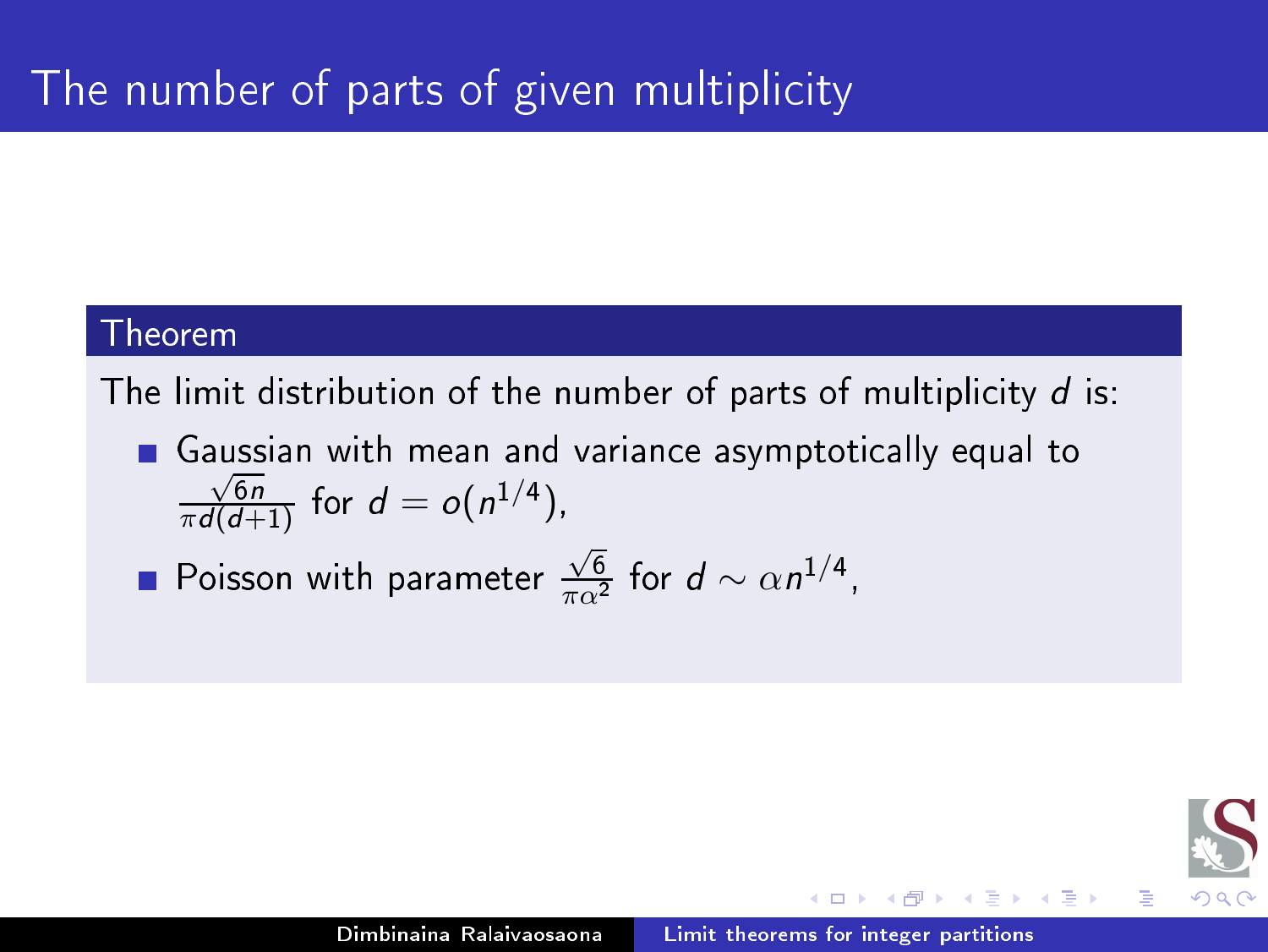# The number of parts of given multiplicity

**Theorem**

The limit distribution of the number of parts of multiplicity $d$ is:

- Gaussian with mean and variance asymptotically equal to $\frac{\sqrt{6n}}{\pi d(d+1)}$ for $d = o(n^{1/4})$,
- Poisson with parameter $\frac{\sqrt{6}}{\pi \alpha^2}$ for $d \sim \alpha n^{1/4}$,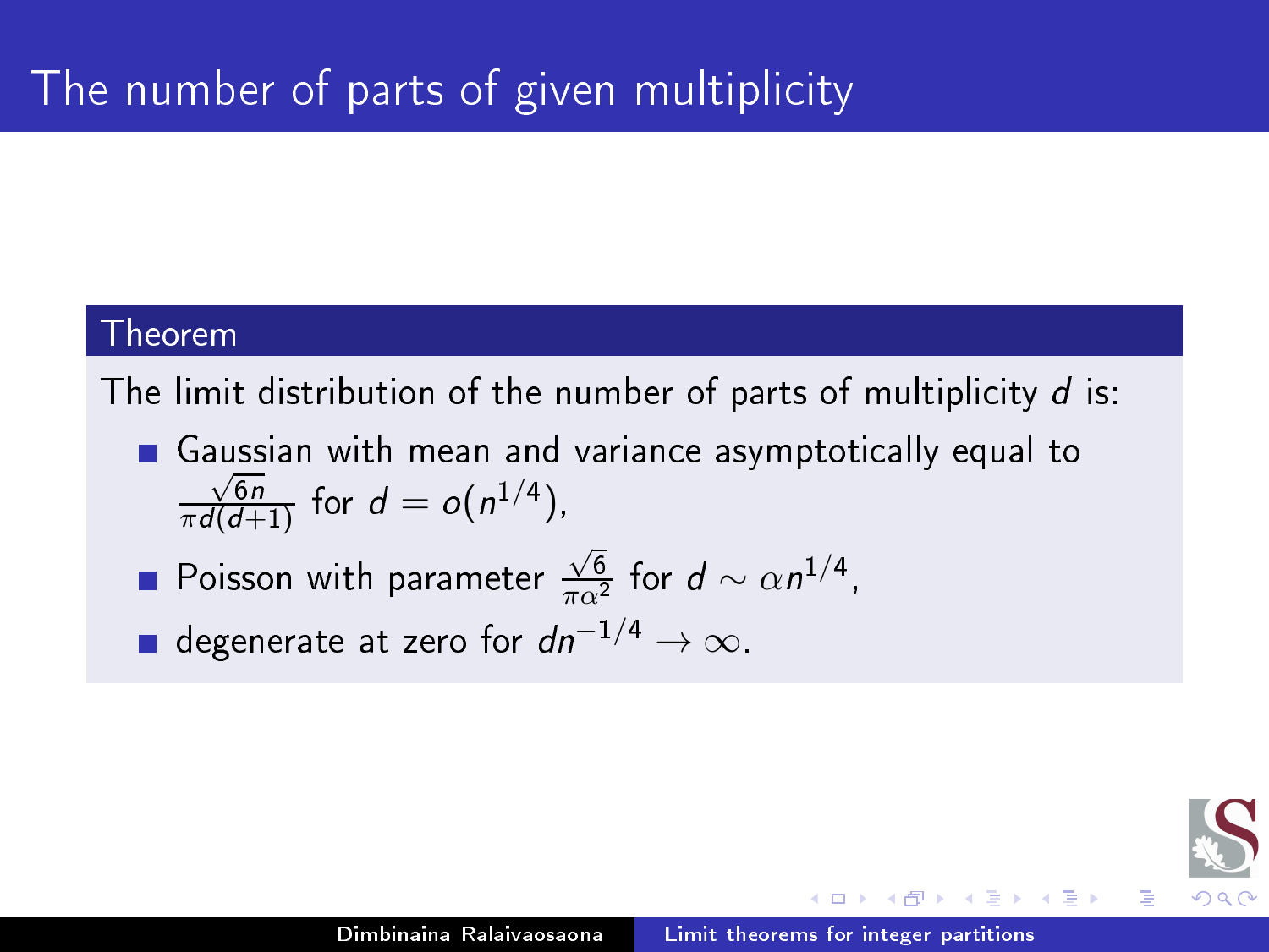# The number of parts of given multiplicity

**Theorem**

The limit distribution of the number of parts of multiplicity $d$ is:

- Gaussian with mean and variance asymptotically equal to $\frac{\sqrt{6n}}{\pi d(d+1)}$ for $d = o(n^{1/4})$,
- Poisson with parameter $\frac{\sqrt{6}}{\pi \alpha^2}$ for $d \sim \alpha n^{1/4}$,
- degenerate at zero for $dn^{-1/4} \to \infty$.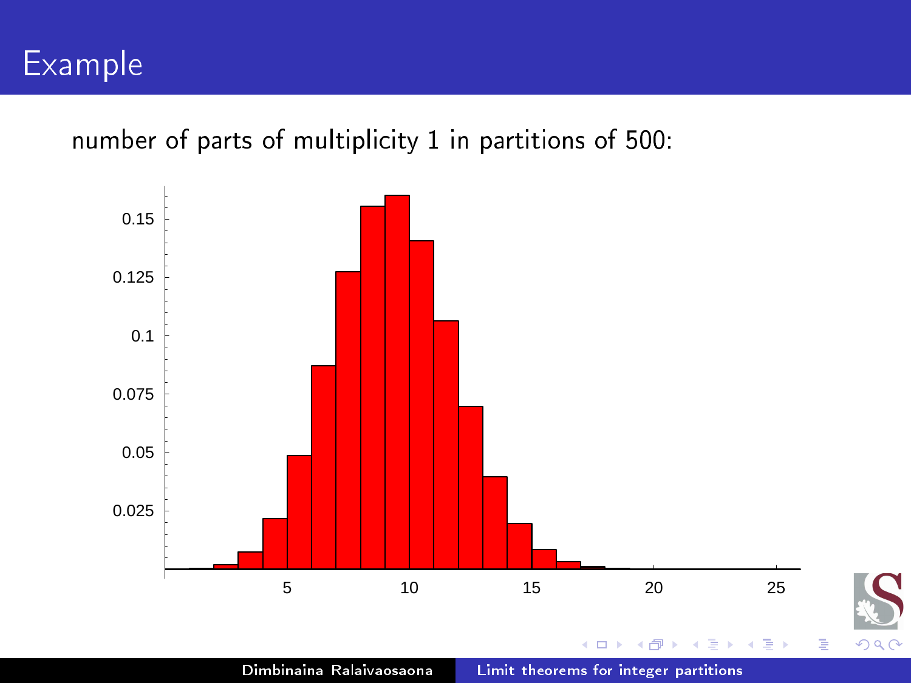# Example

number of parts of multiplicity 1 in partitions of 500: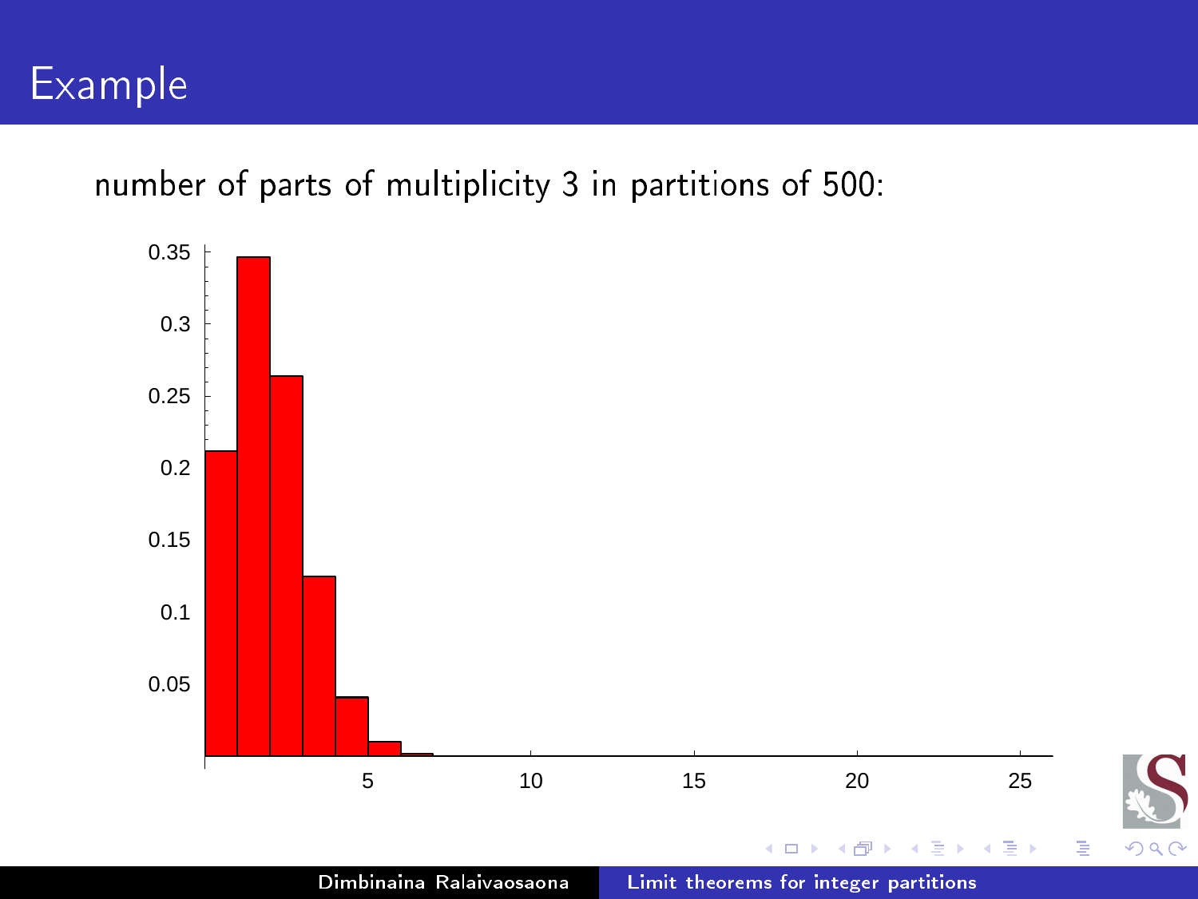# Example

number of parts of multiplicity 3 in partitions of 500: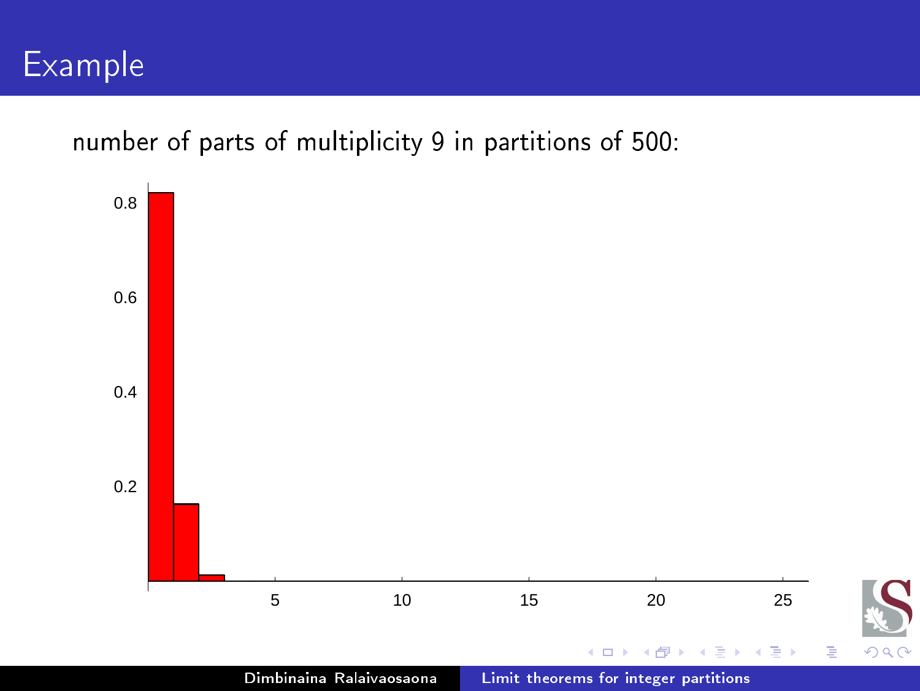# Example

number of parts of multiplicity 9 in partitions of 500: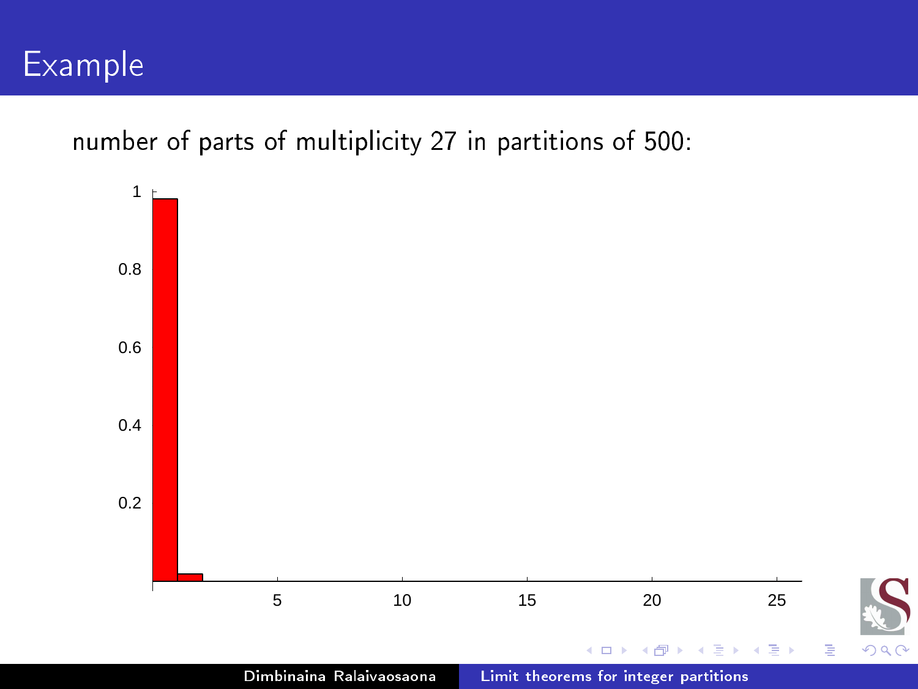# Example

number of parts of multiplicity 27 in partitions of 500: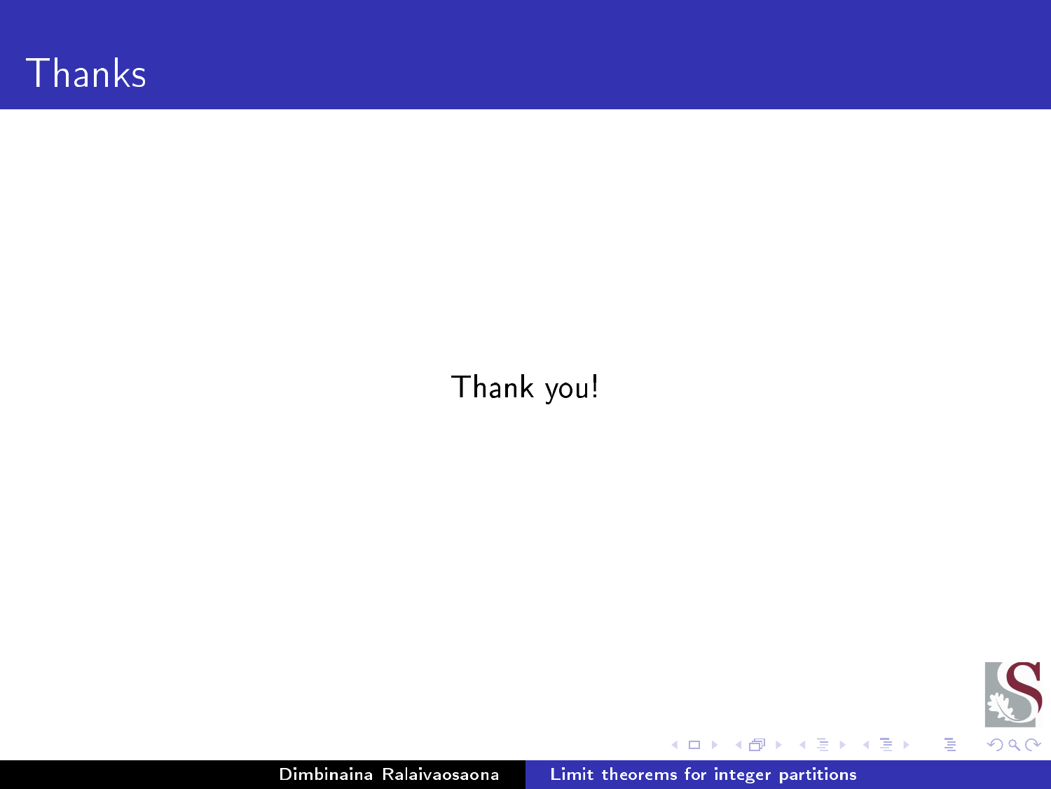# Thanks

Thank you!